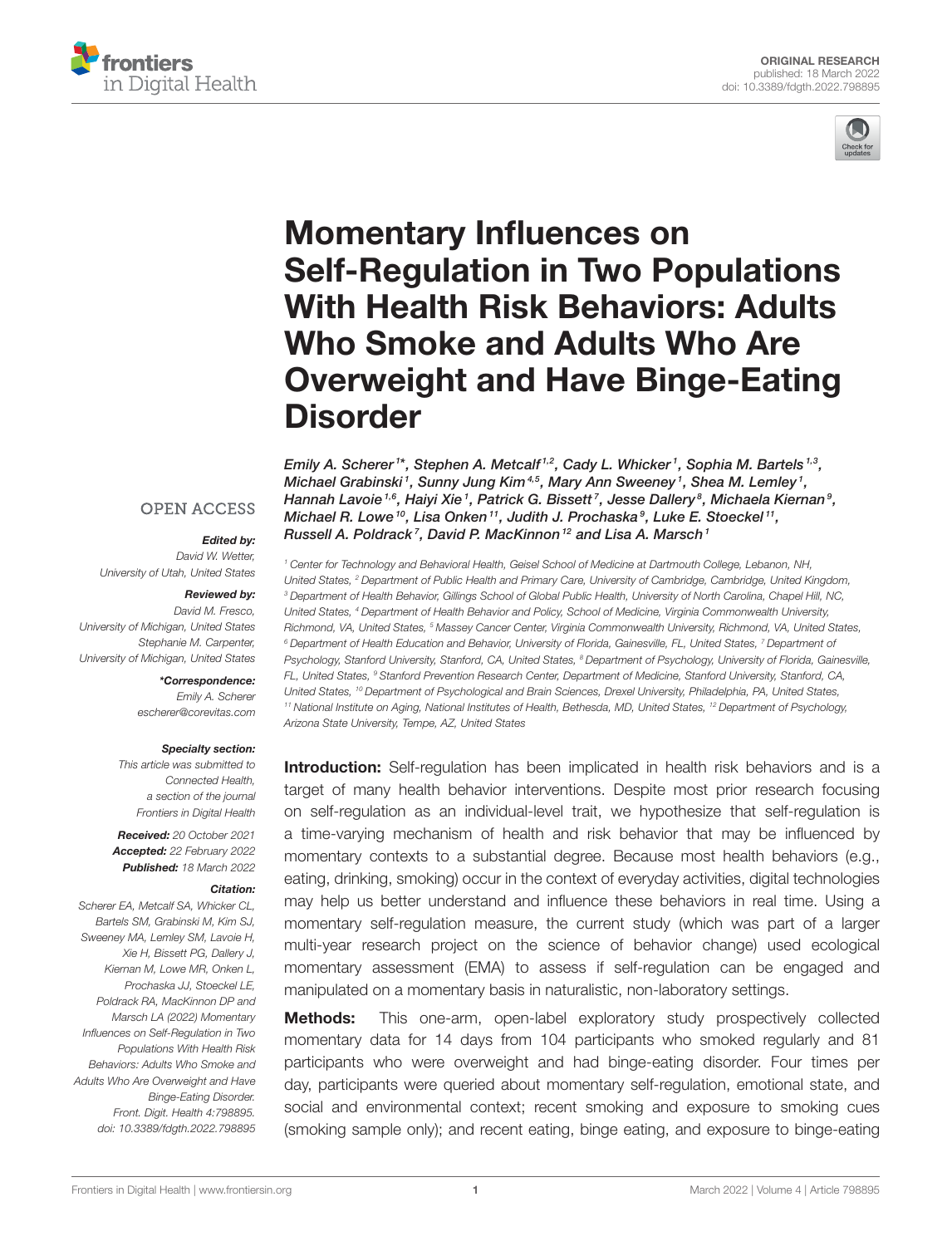ORIGINAL RESEARCH
published: 18 March 2022
doi: 10.3389/fdgth.2022.798895

# Momentary Influences on Self-Regulation in Two Populations With Health Risk Behaviors: Adults Who Smoke and Adults Who Are Overweight and Have Binge-Eating Disorder

*Emily A. Scherer[1]\*, Stephen A. Metcalf[1,2], Cady L. Whicker[1], Sophia M. Bartels[1,3], Michael Grabinski[1], Sunny Jung Kim[4,5], Mary Ann Sweeney[1], Shea M. Lemley[1], Hannah Lavoie[1,6], Haiyi Xie[1], Patrick G. Bissett[7], Jesse Dallery[8], Michaela Kiernan[9], Michael R. Lowe[10], Lisa Onken[11], Judith J. Prochaska[9], Luke E. Stoeckel[11], Russell A. Poldrack[7], David P. MacKinnon[12] and Lisa A. Marsch[1]*

[1] Center for Technology and Behavioral Health, Geisel School of Medicine at Dartmouth College, Lebanon, NH, United States, [2] Department of Public Health and Primary Care, University of Cambridge, Cambridge, United Kingdom, [3] Department of Health Behavior, Gillings School of Global Public Health, University of North Carolina, Chapel Hill, NC, United States, [4] Department of Health Behavior and Policy, School of Medicine, Virginia Commonwealth University, Richmond, VA, United States, [5] Massey Cancer Center, Virginia Commonwealth University, Richmond, VA, United States, [6] Department of Health Education and Behavior, University of Florida, Gainesville, FL, United States, [7] Department of Psychology, Stanford University, Stanford, CA, United States, [8] Department of Psychology, University of Florida, Gainesville, FL, United States, [9] Stanford Prevention Research Center, Department of Medicine, Stanford University, Stanford, CA, United States, [10] Department of Psychological and Brain Sciences, Drexel University, Philadelphia, PA, United States, [11] National Institute on Aging, National Institutes of Health, Bethesda, MD, United States, [12] Department of Psychology, Arizona State University, Tempe, AZ, United States

OPEN ACCESS

***Edited by:***
David W. Wetter,
University of Utah, United States

***Reviewed by:***
David M. Fresco,
University of Michigan, United States
Stephanie M. Carpenter,
University of Michigan, United States

***\*Correspondence:***
Emily A. Scherer
escherer@corevitas.com

***Specialty section:***
This article was submitted to Connected Health, a section of the journal Frontiers in Digital Health

***Received:*** 20 October 2021
***Accepted:*** 22 February 2022
***Published:*** 18 March 2022

***Citation:***
Scherer EA, Metcalf SA, Whicker CL, Bartels SM, Grabinski M, Kim SJ, Sweeney MA, Lemley SM, Lavoie H, Xie H, Bissett PG, Dallery J, Kiernan M, Lowe MR, Onken L, Prochaska JJ, Stoeckel LE, Poldrack RA, MacKinnon DP and Marsch LA (2022) Momentary Influences on Self-Regulation in Two Populations With Health Risk Behaviors: Adults Who Smoke and Adults Who Are Overweight and Have Binge-Eating Disorder. Front. Digit. Health 4:798895. doi: 10.3389/fdgth.2022.798895

**Introduction:** Self-regulation has been implicated in health risk behaviors and is a target of many health behavior interventions. Despite most prior research focusing on self-regulation as an individual-level trait, we hypothesize that self-regulation is a time-varying mechanism of health and risk behavior that may be influenced by momentary contexts to a substantial degree. Because most health behaviors (e.g., eating, drinking, smoking) occur in the context of everyday activities, digital technologies may help us better understand and influence these behaviors in real time. Using a momentary self-regulation measure, the current study (which was part of a larger multi-year research project on the science of behavior change) used ecological momentary assessment (EMA) to assess if self-regulation can be engaged and manipulated on a momentary basis in naturalistic, non-laboratory settings.

**Methods:** This one-arm, open-label exploratory study prospectively collected momentary data for 14 days from 104 participants who smoked regularly and 81 participants who were overweight and had binge-eating disorder. Four times per day, participants were queried about momentary self-regulation, emotional state, and social and environmental context; recent smoking and exposure to smoking cues (smoking sample only); and recent eating, binge eating, and exposure to binge-eating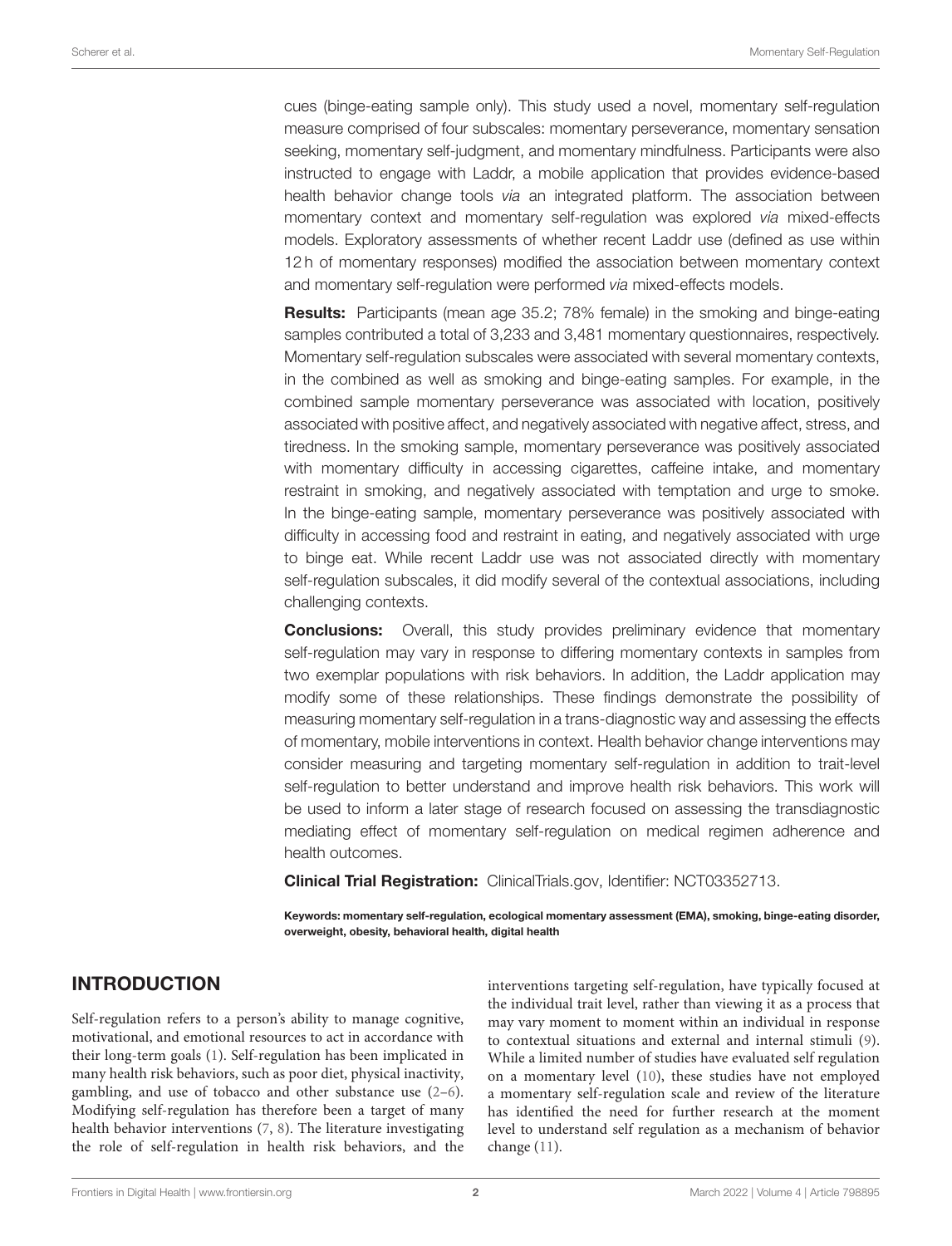cues (binge-eating sample only). This study used a novel, momentary self-regulation measure comprised of four subscales: momentary perseverance, momentary sensation seeking, momentary self-judgment, and momentary mindfulness. Participants were also instructed to engage with Laddr, a mobile application that provides evidence-based health behavior change tools *via* an integrated platform. The association between momentary context and momentary self-regulation was explored *via* mixed-effects models. Exploratory assessments of whether recent Laddr use (defined as use within 12 h of momentary responses) modified the association between momentary context and momentary self-regulation were performed *via* mixed-effects models.

**Results:** Participants (mean age 35.2; 78% female) in the smoking and binge-eating samples contributed a total of 3,233 and 3,481 momentary questionnaires, respectively. Momentary self-regulation subscales were associated with several momentary contexts, in the combined as well as smoking and binge-eating samples. For example, in the combined sample momentary perseverance was associated with location, positively associated with positive affect, and negatively associated with negative affect, stress, and tiredness. In the smoking sample, momentary perseverance was positively associated with momentary difficulty in accessing cigarettes, caffeine intake, and momentary restraint in smoking, and negatively associated with temptation and urge to smoke. In the binge-eating sample, momentary perseverance was positively associated with difficulty in accessing food and restraint in eating, and negatively associated with urge to binge eat. While recent Laddr use was not associated directly with momentary self-regulation subscales, it did modify several of the contextual associations, including challenging contexts.

**Conclusions:** Overall, this study provides preliminary evidence that momentary self-regulation may vary in response to differing momentary contexts in samples from two exemplar populations with risk behaviors. In addition, the Laddr application may modify some of these relationships. These findings demonstrate the possibility of measuring momentary self-regulation in a trans-diagnostic way and assessing the effects of momentary, mobile interventions in context. Health behavior change interventions may consider measuring and targeting momentary self-regulation in addition to trait-level self-regulation to better understand and improve health risk behaviors. This work will be used to inform a later stage of research focused on assessing the transdiagnostic mediating effect of momentary self-regulation on medical regimen adherence and health outcomes.

**Clinical Trial Registration:** ClinicalTrials.gov, Identifier: NCT03352713.

**Keywords: momentary self-regulation, ecological momentary assessment (EMA), smoking, binge-eating disorder, overweight, obesity, behavioral health, digital health**

## INTRODUCTION

Self-regulation refers to a person's ability to manage cognitive, motivational, and emotional resources to act in accordance with their long-term goals (1). Self-regulation has been implicated in many health risk behaviors, such as poor diet, physical inactivity, gambling, and use of tobacco and other substance use (2–6). Modifying self-regulation has therefore been a target of many health behavior interventions (7, 8). The literature investigating the role of self-regulation in health risk behaviors, and the interventions targeting self-regulation, have typically focused at the individual trait level, rather than viewing it as a process that may vary moment to moment within an individual in response to contextual situations and external and internal stimuli (9). While a limited number of studies have evaluated self regulation on a momentary level (10), these studies have not employed a momentary self-regulation scale and review of the literature has identified the need for further research at the moment level to understand self regulation as a mechanism of behavior change (11).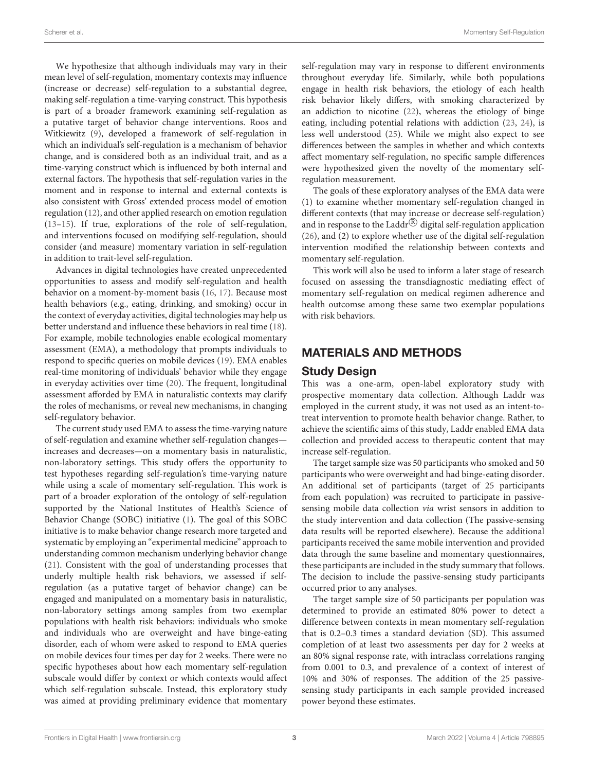We hypothesize that although individuals may vary in their mean level of self-regulation, momentary contexts may influence (increase or decrease) self-regulation to a substantial degree, making self-regulation a time-varying construct. This hypothesis is part of a broader framework examining self-regulation as a putative target of behavior change interventions. Roos and Witkiewitz (9), developed a framework of self-regulation in which an individual's self-regulation is a mechanism of behavior change, and is considered both as an individual trait, and as a time-varying construct which is influenced by both internal and external factors. The hypothesis that self-regulation varies in the moment and in response to internal and external contexts is also consistent with Gross' extended process model of emotion regulation (12), and other applied research on emotion regulation (13–15). If true, explorations of the role of self-regulation, and interventions focused on modifying self-regulation, should consider (and measure) momentary variation in self-regulation in addition to trait-level self-regulation.

Advances in digital technologies have created unprecedented opportunities to assess and modify self-regulation and health behavior on a moment-by-moment basis (16, 17). Because most health behaviors (e.g., eating, drinking, and smoking) occur in the context of everyday activities, digital technologies may help us better understand and influence these behaviors in real time (18). For example, mobile technologies enable ecological momentary assessment (EMA), a methodology that prompts individuals to respond to specific queries on mobile devices (19). EMA enables real-time monitoring of individuals' behavior while they engage in everyday activities over time (20). The frequent, longitudinal assessment afforded by EMA in naturalistic contexts may clarify the roles of mechanisms, or reveal new mechanisms, in changing self-regulatory behavior.

The current study used EMA to assess the time-varying nature of self-regulation and examine whether self-regulation changes—increases and decreases—on a momentary basis in naturalistic, non-laboratory settings. This study offers the opportunity to test hypotheses regarding self-regulation's time-varying nature while using a scale of momentary self-regulation. This work is part of a broader exploration of the ontology of self-regulation supported by the National Institutes of Health's Science of Behavior Change (SOBC) initiative (1). The goal of this SOBC initiative is to make behavior change research more targeted and systematic by employing an "experimental medicine" approach to understanding common mechanism underlying behavior change (21). Consistent with the goal of understanding processes that underly multiple health risk behaviors, we assessed if self-regulation (as a putative target of behavior change) can be engaged and manipulated on a momentary basis in naturalistic, non-laboratory settings among samples from two exemplar populations with health risk behaviors: individuals who smoke and individuals who are overweight and have binge-eating disorder, each of whom were asked to respond to EMA queries on mobile devices four times per day for 2 weeks. There were no specific hypotheses about how each momentary self-regulation subscale would differ by context or which contexts would affect which self-regulation subscale. Instead, this exploratory study was aimed at providing preliminary evidence that momentary self-regulation may vary in response to different environments throughout everyday life. Similarly, while both populations engage in health risk behaviors, the etiology of each health risk behavior likely differs, with smoking characterized by an addiction to nicotine (22), whereas the etiology of binge eating, including potential relations with addiction (23, 24), is less well understood (25). While we might also expect to see differences between the samples in whether and which contexts affect momentary self-regulation, no specific sample differences were hypothesized given the novelty of the momentary self-regulation measurement.

The goals of these exploratory analyses of the EMA data were (1) to examine whether momentary self-regulation changed in different contexts (that may increase or decrease self-regulation) and in response to the Laddr® digital self-regulation application (26), and (2) to explore whether use of the digital self-regulation intervention modified the relationship between contexts and momentary self-regulation.

This work will also be used to inform a later stage of research focused on assessing the transdiagnostic mediating effect of momentary self-regulation on medical regimen adherence and health outcomse among these same two exemplar populations with risk behaviors.

## MATERIALS AND METHODS

### Study Design

This was a one-arm, open-label exploratory study with prospective momentary data collection. Although Laddr was employed in the current study, it was not used as an intent-to-treat intervention to promote health behavior change. Rather, to achieve the scientific aims of this study, Laddr enabled EMA data collection and provided access to therapeutic content that may increase self-regulation.

The target sample size was 50 participants who smoked and 50 participants who were overweight and had binge-eating disorder. An additional set of participants (target of 25 participants from each population) was recruited to participate in passive-sensing mobile data collection *via* wrist sensors in addition to the study intervention and data collection (The passive-sensing data results will be reported elsewhere). Because the additional participants received the same mobile intervention and provided data through the same baseline and momentary questionnaires, these participants are included in the study summary that follows. The decision to include the passive-sensing study participants occurred prior to any analyses.

The target sample size of 50 participants per population was determined to provide an estimated 80% power to detect a difference between contexts in mean momentary self-regulation that is 0.2–0.3 times a standard deviation (SD). This assumed completion of at least two assessments per day for 2 weeks at an 80% signal response rate, with intraclass correlations ranging from 0.001 to 0.3, and prevalence of a context of interest of 10% and 30% of responses. The addition of the 25 passive-sensing study participants in each sample provided increased power beyond these estimates.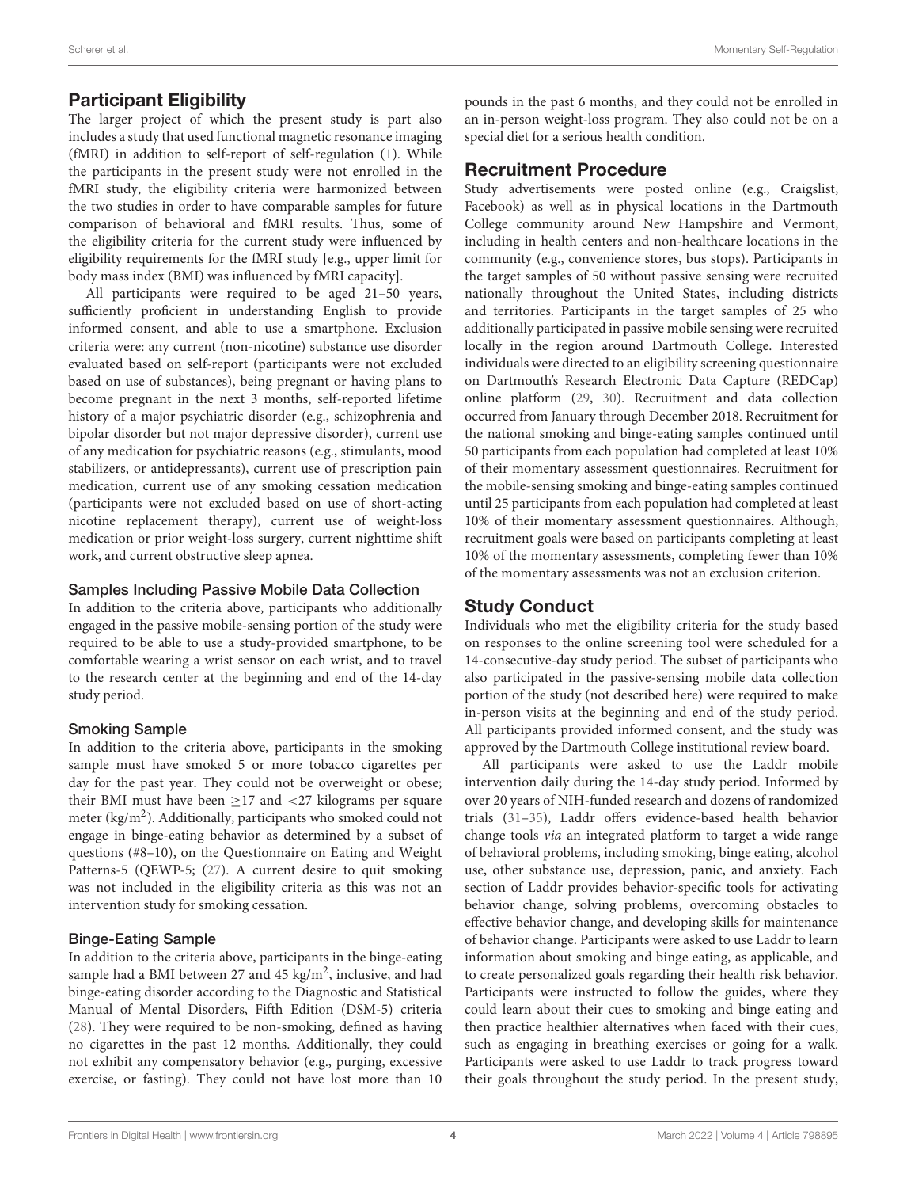## Participant Eligibility

The larger project of which the present study is part also includes a study that used functional magnetic resonance imaging (fMRI) in addition to self-report of self-regulation (1). While the participants in the present study were not enrolled in the fMRI study, the eligibility criteria were harmonized between the two studies in order to have comparable samples for future comparison of behavioral and fMRI results. Thus, some of the eligibility criteria for the current study were influenced by eligibility requirements for the fMRI study [e.g., upper limit for body mass index (BMI) was influenced by fMRI capacity].

All participants were required to be aged 21–50 years, sufficiently proficient in understanding English to provide informed consent, and able to use a smartphone. Exclusion criteria were: any current (non-nicotine) substance use disorder evaluated based on self-report (participants were not excluded based on use of substances), being pregnant or having plans to become pregnant in the next 3 months, self-reported lifetime history of a major psychiatric disorder (e.g., schizophrenia and bipolar disorder but not major depressive disorder), current use of any medication for psychiatric reasons (e.g., stimulants, mood stabilizers, or antidepressants), current use of prescription pain medication, current use of any smoking cessation medication (participants were not excluded based on use of short-acting nicotine replacement therapy), current use of weight-loss medication or prior weight-loss surgery, current nighttime shift work, and current obstructive sleep apnea.

### Samples Including Passive Mobile Data Collection

In addition to the criteria above, participants who additionally engaged in the passive mobile-sensing portion of the study were required to be able to use a study-provided smartphone, to be comfortable wearing a wrist sensor on each wrist, and to travel to the research center at the beginning and end of the 14-day study period.

### Smoking Sample

In addition to the criteria above, participants in the smoking sample must have smoked 5 or more tobacco cigarettes per day for the past year. They could not be overweight or obese; their BMI must have been $\geq$17 and <27 kilograms per square meter (kg/m$^2$). Additionally, participants who smoked could not engage in binge-eating behavior as determined by a subset of questions (#8–10), on the Questionnaire on Eating and Weight Patterns-5 (QEWP-5; (27). A current desire to quit smoking was not included in the eligibility criteria as this was not an intervention study for smoking cessation.

### Binge-Eating Sample

In addition to the criteria above, participants in the binge-eating sample had a BMI between 27 and 45 kg/m$^2$, inclusive, and had binge-eating disorder according to the Diagnostic and Statistical Manual of Mental Disorders, Fifth Edition (DSM-5) criteria (28). They were required to be non-smoking, defined as having no cigarettes in the past 12 months. Additionally, they could not exhibit any compensatory behavior (e.g., purging, excessive exercise, or fasting). They could not have lost more than 10 pounds in the past 6 months, and they could not be enrolled in an in-person weight-loss program. They also could not be on a special diet for a serious health condition.

## Recruitment Procedure

Study advertisements were posted online (e.g., Craigslist, Facebook) as well as in physical locations in the Dartmouth College community around New Hampshire and Vermont, including in health centers and non-healthcare locations in the community (e.g., convenience stores, bus stops). Participants in the target samples of 50 without passive sensing were recruited nationally throughout the United States, including districts and territories. Participants in the target samples of 25 who additionally participated in passive mobile sensing were recruited locally in the region around Dartmouth College. Interested individuals were directed to an eligibility screening questionnaire on Dartmouth's Research Electronic Data Capture (REDCap) online platform (29, 30). Recruitment and data collection occurred from January through December 2018. Recruitment for the national smoking and binge-eating samples continued until 50 participants from each population had completed at least 10% of their momentary assessment questionnaires. Recruitment for the mobile-sensing smoking and binge-eating samples continued until 25 participants from each population had completed at least 10% of their momentary assessment questionnaires. Although, recruitment goals were based on participants completing at least 10% of the momentary assessments, completing fewer than 10% of the momentary assessments was not an exclusion criterion.

## Study Conduct

Individuals who met the eligibility criteria for the study based on responses to the online screening tool were scheduled for a 14-consecutive-day study period. The subset of participants who also participated in the passive-sensing mobile data collection portion of the study (not described here) were required to make in-person visits at the beginning and end of the study period. All participants provided informed consent, and the study was approved by the Dartmouth College institutional review board.

All participants were asked to use the Laddr mobile intervention daily during the 14-day study period. Informed by over 20 years of NIH-funded research and dozens of randomized trials (31–35), Laddr offers evidence-based health behavior change tools *via* an integrated platform to target a wide range of behavioral problems, including smoking, binge eating, alcohol use, other substance use, depression, panic, and anxiety. Each section of Laddr provides behavior-specific tools for activating behavior change, solving problems, overcoming obstacles to effective behavior change, and developing skills for maintenance of behavior change. Participants were asked to use Laddr to learn information about smoking and binge eating, as applicable, and to create personalized goals regarding their health risk behavior. Participants were instructed to follow the guides, where they could learn about their cues to smoking and binge eating and then practice healthier alternatives when faced with their cues, such as engaging in breathing exercises or going for a walk. Participants were asked to use Laddr to track progress toward their goals throughout the study period. In the present study,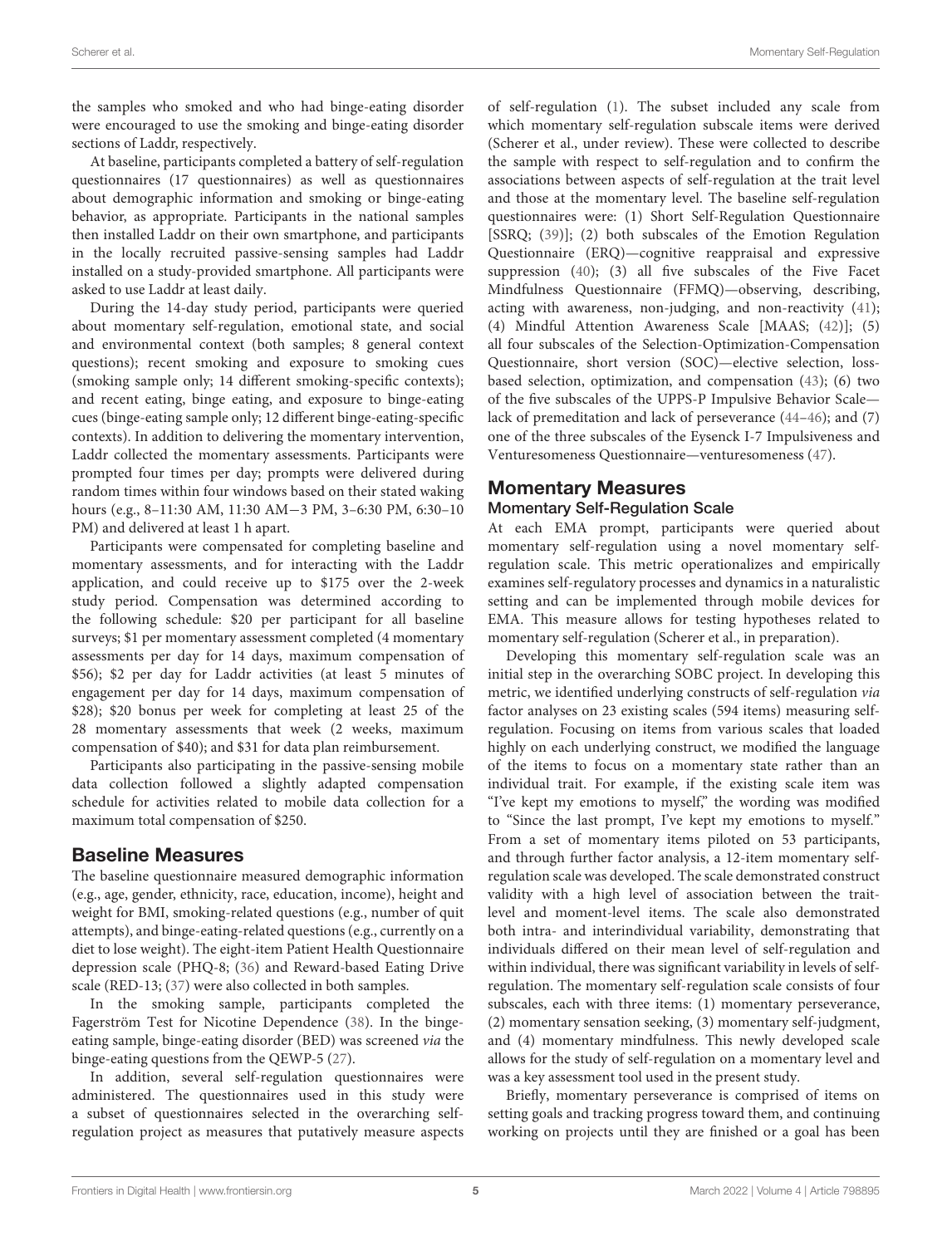the samples who smoked and who had binge-eating disorder were encouraged to use the smoking and binge-eating disorder sections of Laddr, respectively.

At baseline, participants completed a battery of self-regulation questionnaires (17 questionnaires) as well as questionnaires about demographic information and smoking or binge-eating behavior, as appropriate. Participants in the national samples then installed Laddr on their own smartphone, and participants in the locally recruited passive-sensing samples had Laddr installed on a study-provided smartphone. All participants were asked to use Laddr at least daily.

During the 14-day study period, participants were queried about momentary self-regulation, emotional state, and social and environmental context (both samples; 8 general context questions); recent smoking and exposure to smoking cues (smoking sample only; 14 different smoking-specific contexts); and recent eating, binge eating, and exposure to binge-eating cues (binge-eating sample only; 12 different binge-eating-specific contexts). In addition to delivering the momentary intervention, Laddr collected the momentary assessments. Participants were prompted four times per day; prompts were delivered during random times within four windows based on their stated waking hours (e.g., 8–11:30 AM, 11:30 AM−3 PM, 3–6:30 PM, 6:30–10 PM) and delivered at least 1 h apart.

Participants were compensated for completing baseline and momentary assessments, and for interacting with the Laddr application, and could receive up to $175 over the 2-week study period. Compensation was determined according to the following schedule: $20 per participant for all baseline surveys; $1 per momentary assessment completed (4 momentary assessments per day for 14 days, maximum compensation of $56); $2 per day for Laddr activities (at least 5 minutes of engagement per day for 14 days, maximum compensation of $28); $20 bonus per week for completing at least 25 of the 28 momentary assessments that week (2 weeks, maximum compensation of $40); and $31 for data plan reimbursement.

Participants also participating in the passive-sensing mobile data collection followed a slightly adapted compensation schedule for activities related to mobile data collection for a maximum total compensation of $250.

## Baseline Measures

The baseline questionnaire measured demographic information (e.g., age, gender, ethnicity, race, education, income), height and weight for BMI, smoking-related questions (e.g., number of quit attempts), and binge-eating-related questions (e.g., currently on a diet to lose weight). The eight-item Patient Health Questionnaire depression scale (PHQ-8; (36) and Reward-based Eating Drive scale (RED-13; (37) were also collected in both samples.

In the smoking sample, participants completed the Fagerström Test for Nicotine Dependence (38). In the binge-eating sample, binge-eating disorder (BED) was screened *via* the binge-eating questions from the QEWP-5 (27).

In addition, several self-regulation questionnaires were administered. The questionnaires used in this study were a subset of questionnaires selected in the overarching self-regulation project as measures that putatively measure aspects of self-regulation (1). The subset included any scale from which momentary self-regulation subscale items were derived (Scherer et al., under review). These were collected to describe the sample with respect to self-regulation and to confirm the associations between aspects of self-regulation at the trait level and those at the momentary level. The baseline self-regulation questionnaires were: (1) Short Self-Regulation Questionnaire [SSRQ; (39)]; (2) both subscales of the Emotion Regulation Questionnaire (ERQ)—cognitive reappraisal and expressive suppression (40); (3) all five subscales of the Five Facet Mindfulness Questionnaire (FFMQ)—observing, describing, acting with awareness, non-judging, and non-reactivity (41); (4) Mindful Attention Awareness Scale [MAAS; (42)]; (5) all four subscales of the Selection-Optimization-Compensation Questionnaire, short version (SOC)—elective selection, loss-based selection, optimization, and compensation (43); (6) two of the five subscales of the UPPS-P Impulsive Behavior Scale—lack of premeditation and lack of perseverance (44–46); and (7) one of the three subscales of the Eysenck I-7 Impulsiveness and Venturesomeness Questionnaire—venturesomeness (47).

## Momentary Measures

### Momentary Self-Regulation Scale

At each EMA prompt, participants were queried about momentary self-regulation using a novel momentary self-regulation scale. This metric operationalizes and empirically examines self-regulatory processes and dynamics in a naturalistic setting and can be implemented through mobile devices for EMA. This measure allows for testing hypotheses related to momentary self-regulation (Scherer et al., in preparation).

Developing this momentary self-regulation scale was an initial step in the overarching SOBC project. In developing this metric, we identified underlying constructs of self-regulation *via* factor analyses on 23 existing scales (594 items) measuring self-regulation. Focusing on items from various scales that loaded highly on each underlying construct, we modified the language of the items to focus on a momentary state rather than an individual trait. For example, if the existing scale item was "I've kept my emotions to myself," the wording was modified to "Since the last prompt, I've kept my emotions to myself." From a set of momentary items piloted on 53 participants, and through further factor analysis, a 12-item momentary self-regulation scale was developed. The scale demonstrated construct validity with a high level of association between the trait-level and moment-level items. The scale also demonstrated both intra- and interindividual variability, demonstrating that individuals differed on their mean level of self-regulation and within individual, there was significant variability in levels of self-regulation. The momentary self-regulation scale consists of four subscales, each with three items: (1) momentary perseverance, (2) momentary sensation seeking, (3) momentary self-judgment, and (4) momentary mindfulness. This newly developed scale allows for the study of self-regulation on a momentary level and was a key assessment tool used in the present study.

Briefly, momentary perseverance is comprised of items on setting goals and tracking progress toward them, and continuing working on projects until they are finished or a goal has been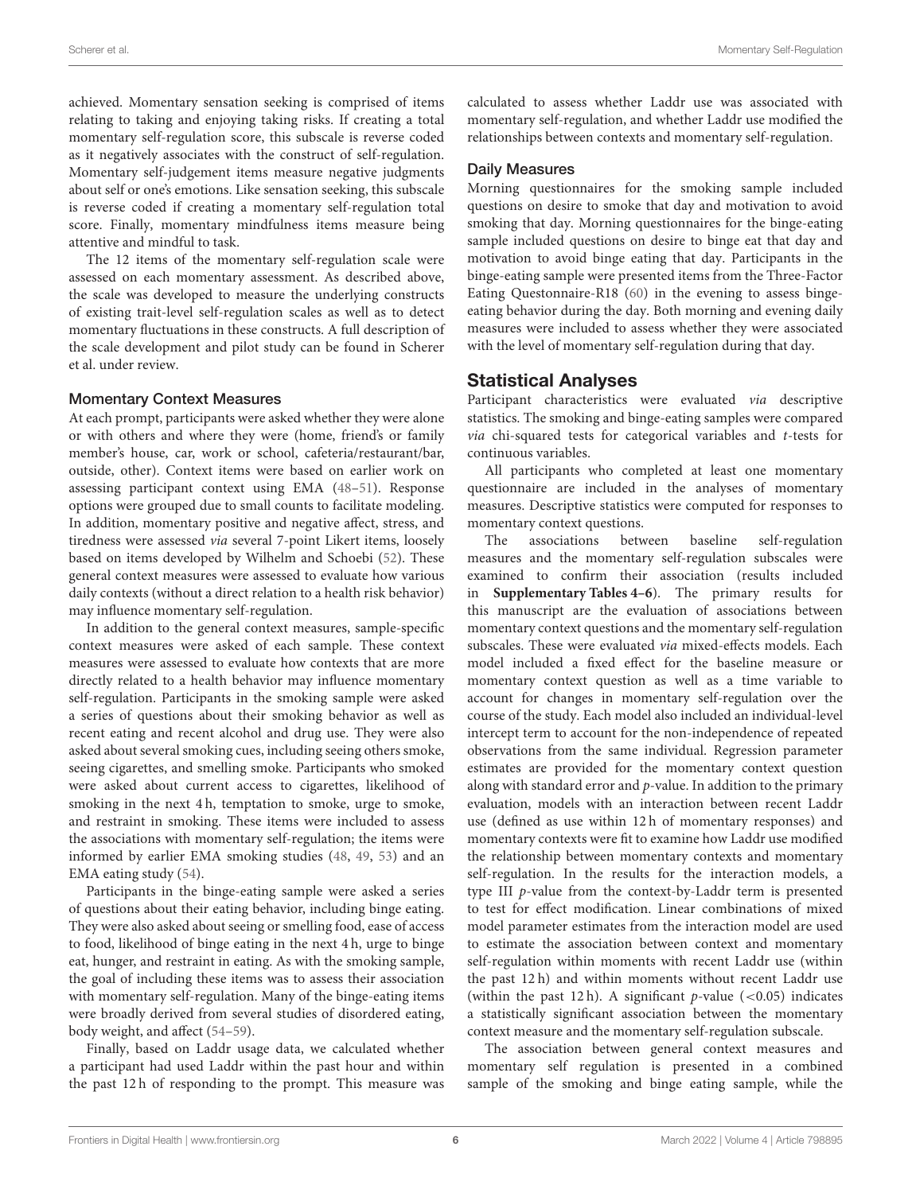achieved. Momentary sensation seeking is comprised of items relating to taking and enjoying taking risks. If creating a total momentary self-regulation score, this subscale is reverse coded as it negatively associates with the construct of self-regulation. Momentary self-judgement items measure negative judgments about self or one's emotions. Like sensation seeking, this subscale is reverse coded if creating a momentary self-regulation total score. Finally, momentary mindfulness items measure being attentive and mindful to task.

The 12 items of the momentary self-regulation scale were assessed on each momentary assessment. As described above, the scale was developed to measure the underlying constructs of existing trait-level self-regulation scales as well as to detect momentary fluctuations in these constructs. A full description of the scale development and pilot study can be found in Scherer et al. under review.

### Momentary Context Measures

At each prompt, participants were asked whether they were alone or with others and where they were (home, friend's or family member's house, car, work or school, cafeteria/restaurant/bar, outside, other). Context items were based on earlier work on assessing participant context using EMA (48–51). Response options were grouped due to small counts to facilitate modeling. In addition, momentary positive and negative affect, stress, and tiredness were assessed *via* several 7-point Likert items, loosely based on items developed by Wilhelm and Schoebi (52). These general context measures were assessed to evaluate how various daily contexts (without a direct relation to a health risk behavior) may influence momentary self-regulation.

In addition to the general context measures, sample-specific context measures were asked of each sample. These context measures were assessed to evaluate how contexts that are more directly related to a health behavior may influence momentary self-regulation. Participants in the smoking sample were asked a series of questions about their smoking behavior as well as recent eating and recent alcohol and drug use. They were also asked about several smoking cues, including seeing others smoke, seeing cigarettes, and smelling smoke. Participants who smoked were asked about current access to cigarettes, likelihood of smoking in the next 4 h, temptation to smoke, urge to smoke, and restraint in smoking. These items were included to assess the associations with momentary self-regulation; the items were informed by earlier EMA smoking studies (48, 49, 53) and an EMA eating study (54).

Participants in the binge-eating sample were asked a series of questions about their eating behavior, including binge eating. They were also asked about seeing or smelling food, ease of access to food, likelihood of binge eating in the next 4 h, urge to binge eat, hunger, and restraint in eating. As with the smoking sample, the goal of including these items was to assess their association with momentary self-regulation. Many of the binge-eating items were broadly derived from several studies of disordered eating, body weight, and affect (54–59).

Finally, based on Laddr usage data, we calculated whether a participant had used Laddr within the past hour and within the past 12 h of responding to the prompt. This measure was calculated to assess whether Laddr use was associated with momentary self-regulation, and whether Laddr use modified the relationships between contexts and momentary self-regulation.

### Daily Measures

Morning questionnaires for the smoking sample included questions on desire to smoke that day and motivation to avoid smoking that day. Morning questionnaires for the binge-eating sample included questions on desire to binge eat that day and motivation to avoid binge eating that day. Participants in the binge-eating sample were presented items from the Three-Factor Eating Questonnaire-R18 (60) in the evening to assess binge-eating behavior during the day. Both morning and evening daily measures were included to assess whether they were associated with the level of momentary self-regulation during that day.

## Statistical Analyses

Participant characteristics were evaluated *via* descriptive statistics. The smoking and binge-eating samples were compared *via* chi-squared tests for categorical variables and *t*-tests for continuous variables.

All participants who completed at least one momentary questionnaire are included in the analyses of momentary measures. Descriptive statistics were computed for responses to momentary context questions.

The associations between baseline self-regulation measures and the momentary self-regulation subscales were examined to confirm their association (results included in **Supplementary Tables 4–6**). The primary results for this manuscript are the evaluation of associations between momentary context questions and the momentary self-regulation subscales. These were evaluated *via* mixed-effects models. Each model included a fixed effect for the baseline measure or momentary context question as well as a time variable to account for changes in momentary self-regulation over the course of the study. Each model also included an individual-level intercept term to account for the non-independence of repeated observations from the same individual. Regression parameter estimates are provided for the momentary context question along with standard error and *p*-value. In addition to the primary evaluation, models with an interaction between recent Laddr use (defined as use within 12 h of momentary responses) and momentary contexts were fit to examine how Laddr use modified the relationship between momentary contexts and momentary self-regulation. In the results for the interaction models, a type III *p*-value from the context-by-Laddr term is presented to test for effect modification. Linear combinations of mixed model parameter estimates from the interaction model are used to estimate the association between context and momentary self-regulation within moments with recent Laddr use (within the past 12 h) and within moments without recent Laddr use (within the past 12 h). A significant *p*-value ($<0.05$) indicates a statistically significant association between the momentary context measure and the momentary self-regulation subscale.

The association between general context measures and momentary self regulation is presented in a combined sample of the smoking and binge eating sample, while the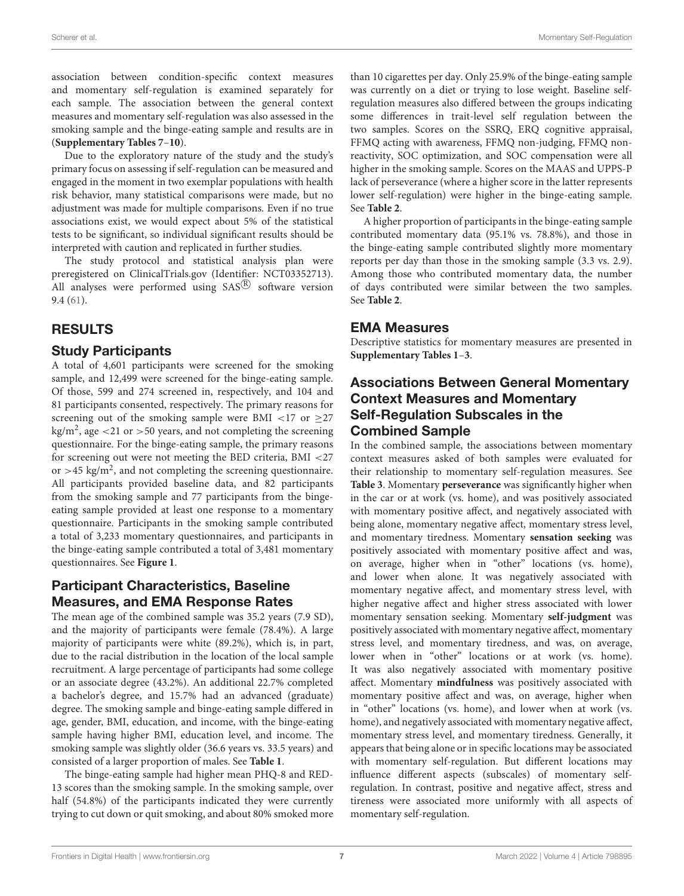association between condition-specific context measures and momentary self-regulation is examined separately for each sample. The association between the general context measures and momentary self-regulation was also assessed in the smoking sample and the binge-eating sample and results are in (**Supplementary Tables 7–10**).

Due to the exploratory nature of the study and the study's primary focus on assessing if self-regulation can be measured and engaged in the moment in two exemplar populations with health risk behavior, many statistical comparisons were made, but no adjustment was made for multiple comparisons. Even if no true associations exist, we would expect about 5% of the statistical tests to be significant, so individual significant results should be interpreted with caution and replicated in further studies.

The study protocol and statistical analysis plan were preregistered on ClinicalTrials.gov (Identifier: NCT03352713). All analyses were performed using SAS® software version 9.4 (61).

## RESULTS

### Study Participants

A total of 4,601 participants were screened for the smoking sample, and 12,499 were screened for the binge-eating sample. Of those, 599 and 274 screened in, respectively, and 104 and 81 participants consented, respectively. The primary reasons for screening out of the smoking sample were BMI <17 or ≥27 kg/m$^2$, age <21 or >50 years, and not completing the screening questionnaire. For the binge-eating sample, the primary reasons for screening out were not meeting the BED criteria, BMI <27 or >45 kg/m$^2$, and not completing the screening questionnaire. All participants provided baseline data, and 82 participants from the smoking sample and 77 participants from the binge-eating sample provided at least one response to a momentary questionnaire. Participants in the smoking sample contributed a total of 3,233 momentary questionnaires, and participants in the binge-eating sample contributed a total of 3,481 momentary questionnaires. See **Figure 1**.

### Participant Characteristics, Baseline Measures, and EMA Response Rates

The mean age of the combined sample was 35.2 years (7.9 SD), and the majority of participants were female (78.4%). A large majority of participants were white (89.2%), which is, in part, due to the racial distribution in the location of the local sample recruitment. A large percentage of participants had some college or an associate degree (43.2%). An additional 22.7% completed a bachelor's degree, and 15.7% had an advanced (graduate) degree. The smoking sample and binge-eating sample differed in age, gender, BMI, education, and income, with the binge-eating sample having higher BMI, education level, and income. The smoking sample was slightly older (36.6 years vs. 33.5 years) and consisted of a larger proportion of males. See **Table 1**.

The binge-eating sample had higher mean PHQ-8 and RED-13 scores than the smoking sample. In the smoking sample, over half (54.8%) of the participants indicated they were currently trying to cut down or quit smoking, and about 80% smoked more than 10 cigarettes per day. Only 25.9% of the binge-eating sample was currently on a diet or trying to lose weight. Baseline self-regulation measures also differed between the groups indicating some differences in trait-level self regulation between the two samples. Scores on the SSRQ, ERQ cognitive appraisal, FFMQ acting with awareness, FFMQ non-judging, FFMQ non-reactivity, SOC optimization, and SOC compensation were all higher in the smoking sample. Scores on the MAAS and UPPS-P lack of perseverance (where a higher score in the latter represents lower self-regulation) were higher in the binge-eating sample. See **Table 2**.

A higher proportion of participants in the binge-eating sample contributed momentary data (95.1% vs. 78.8%), and those in the binge-eating sample contributed slightly more momentary reports per day than those in the smoking sample (3.3 vs. 2.9). Among those who contributed momentary data, the number of days contributed were similar between the two samples. See **Table 2**.

### EMA Measures

Descriptive statistics for momentary measures are presented in **Supplementary Tables 1–3**.

### Associations Between General Momentary Context Measures and Momentary Self-Regulation Subscales in the Combined Sample

In the combined sample, the associations between momentary context measures asked of both samples were evaluated for their relationship to momentary self-regulation measures. See **Table 3**. Momentary **perseverance** was significantly higher when in the car or at work (vs. home), and was positively associated with momentary positive affect, and negatively associated with being alone, momentary negative affect, momentary stress level, and momentary tiredness. Momentary **sensation seeking** was positively associated with momentary positive affect and was, on average, higher when in "other" locations (vs. home), and lower when alone. It was negatively associated with momentary negative affect, and momentary stress level, with higher negative affect and higher stress associated with lower momentary sensation seeking. Momentary **self-judgment** was positively associated with momentary negative affect, momentary stress level, and momentary tiredness, and was, on average, lower when in "other" locations or at work (vs. home). It was also negatively associated with momentary positive affect. Momentary **mindfulness** was positively associated with momentary positive affect and was, on average, higher when in "other" locations (vs. home), and lower when at work (vs. home), and negatively associated with momentary negative affect, momentary stress level, and momentary tiredness. Generally, it appears that being alone or in specific locations may be associated with momentary self-regulation. But different locations may influence different aspects (subscales) of momentary self-regulation. In contrast, positive and negative affect, stress and tireness were associated more uniformly with all aspects of momentary self-regulation.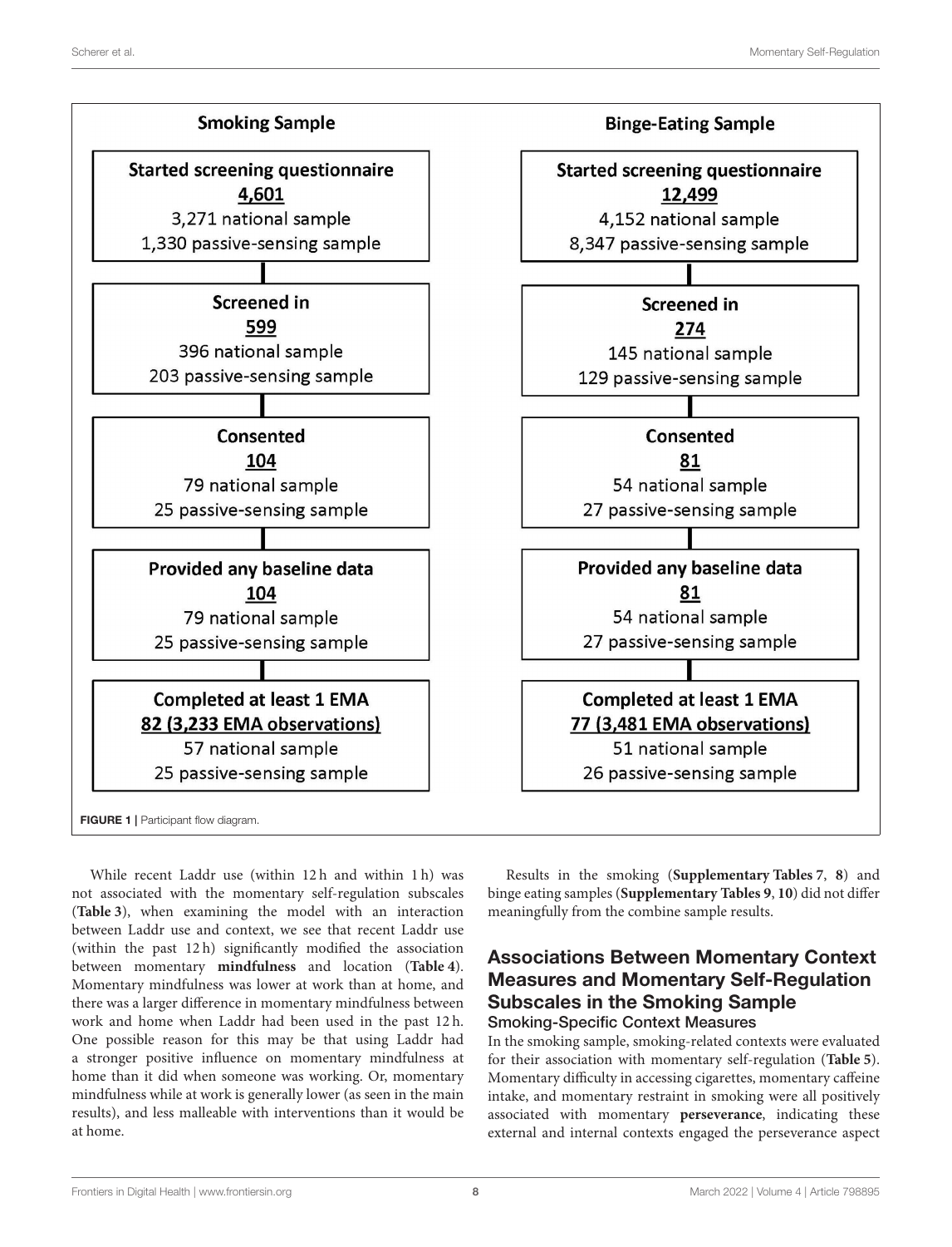**Smoking Sample**

| Stage | Total | National sample | Passive-sensing sample |
|---|---|---|---|
| Started screening questionnaire | 4,601 | 3,271 | 1,330 |
| Screened in | 599 | 396 | 203 |
| Consented | 104 | 79 | 25 |
| Provided any baseline data | 104 | 79 | 25 |
| Completed at least 1 EMA | 82 (3,233 EMA observations) | 57 | 25 |

**Binge-Eating Sample**

| Stage | Total | National sample | Passive-sensing sample |
|---|---|---|---|
| Started screening questionnaire | 12,499 | 4,152 | 8,347 |
| Screened in | 274 | 145 | 129 |
| Consented | 81 | 54 | 27 |
| Provided any baseline data | 81 | 54 | 27 |
| Completed at least 1 EMA | 77 (3,481 EMA observations) | 51 | 26 |

**FIGURE 1** | Participant flow diagram.

While recent Laddr use (within 12 h and within 1 h) was not associated with the momentary self-regulation subscales (**Table 3**), when examining the model with an interaction between Laddr use and context, we see that recent Laddr use (within the past 12 h) significantly modified the association between momentary **mindfulness** and location (**Table 4**). Momentary mindfulness was lower at work than at home, and there was a larger difference in momentary mindfulness between work and home when Laddr had been used in the past 12 h. One possible reason for this may be that using Laddr had a stronger positive influence on momentary mindfulness at home than it did when someone was working. Or, momentary mindfulness while at work is generally lower (as seen in the main results), and less malleable with interventions than it would be at home.

Results in the smoking (**Supplementary Tables 7**, **8**) and binge eating samples (**Supplementary Tables 9**, **10**) did not differ meaningfully from the combine sample results.

## Associations Between Momentary Context Measures and Momentary Self-Regulation Subscales in the Smoking Sample

### Smoking-Specific Context Measures

In the smoking sample, smoking-related contexts were evaluated for their association with momentary self-regulation (**Table 5**). Momentary difficulty in accessing cigarettes, momentary caffeine intake, and momentary restraint in smoking were all positively associated with momentary **perseverance**, indicating these external and internal contexts engaged the perseverance aspect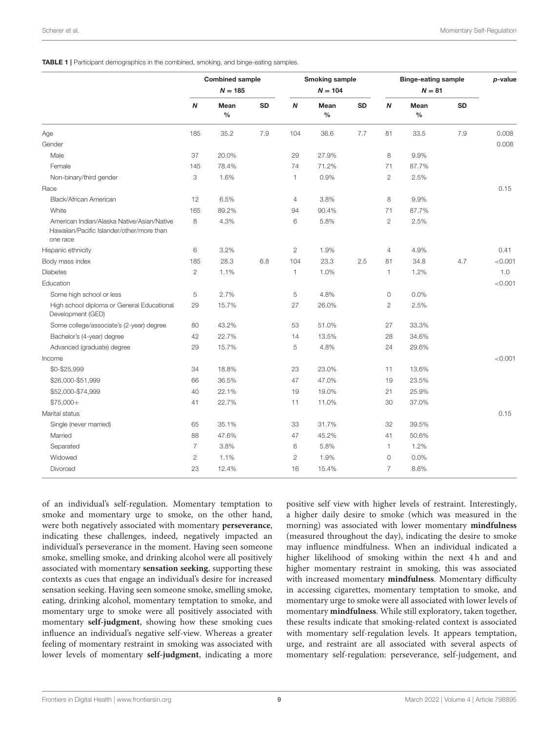**TABLE 1** | Participant demographics in the combined, smoking, and binge-eating samples.

| | Combined sample $N = 185$ | | | Smoking sample $N = 104$ | | | Binge-eating sample $N = 81$ | | | p-value |
|---|---|---|---|---|---|---|---|---|---|---|
| | **N** | **Mean %** | **SD** | **N** | **Mean %** | **SD** | **N** | **Mean %** | **SD** | |
| Age | 185 | 35.2 | 7.9 | 104 | 36.6 | 7.7 | 81 | 33.5 | 7.9 | 0.008 |
| Gender | | | | | | | | | | 0.008 |
| Male | 37 | 20.0% | | 29 | 27.9% | | 8 | 9.9% | | |
| Female | 145 | 78.4% | | 74 | 71.2% | | 71 | 87.7% | | |
| Non-binary/third gender | 3 | 1.6% | | 1 | 0.9% | | 2 | 2.5% | | |
| Race | | | | | | | | | | 0.15 |
| Black/African American | 12 | 6.5% | | 4 | 3.8% | | 8 | 9.9% | | |
| White | 165 | 89.2% | | 94 | 90.4% | | 71 | 87.7% | | |
| American Indian/Alaska Native/Asian/Native Hawaiian/Pacific Islander/other/more than one race | 8 | 4.3% | | 6 | 5.8% | | 2 | 2.5% | | |
| Hispanic ethnicity | 6 | 3.2% | | 2 | 1.9% | | 4 | 4.9% | | 0.41 |
| Body mass index | 185 | 28.3 | 6.8 | 104 | 23.3 | 2.5 | 81 | 34.8 | 4.7 | <0.001 |
| Diabetes | 2 | 1.1% | | 1 | 1.0% | | 1 | 1.2% | | 1.0 |
| Education | | | | | | | | | | <0.001 |
| Some high school or less | 5 | 2.7% | | 5 | 4.8% | | 0 | 0.0% | | |
| High school diploma or General Educational Development (GED) | 29 | 15.7% | | 27 | 26.0% | | 2 | 2.5% | | |
| Some college/associate's (2-year) degree | 80 | 43.2% | | 53 | 51.0% | | 27 | 33.3% | | |
| Bachelor's (4-year) degree | 42 | 22.7% | | 14 | 13.5% | | 28 | 34.6% | | |
| Advanced (graduate) degree | 29 | 15.7% | | 5 | 4.8% | | 24 | 29.6% | | |
| Income | | | | | | | | | | <0.001 |
| $0-$25,999 | 34 | 18.8% | | 23 | 23.0% | | 11 | 13.6% | | |
| $26,000-$51,999 | 66 | 36.5% | | 47 | 47.0% | | 19 | 23.5% | | |
| $52,000-$74,999 | 40 | 22.1% | | 19 | 19.0% | | 21 | 25.9% | | |
| $75,000+ | 41 | 22.7% | | 11 | 11.0% | | 30 | 37.0% | | |
| Marital status | | | | | | | | | | 0.15 |
| Single (never married) | 65 | 35.1% | | 33 | 31.7% | | 32 | 39.5% | | |
| Married | 88 | 47.6% | | 47 | 45.2% | | 41 | 50.6% | | |
| Separated | 7 | 3.8% | | 6 | 5.8% | | 1 | 1.2% | | |
| Widowed | 2 | 1.1% | | 2 | 1.9% | | 0 | 0.0% | | |
| Divorced | 23 | 12.4% | | 16 | 15.4% | | 7 | 8.6% | | |

of an individual's self-regulation. Momentary temptation to smoke and momentary urge to smoke, on the other hand, were both negatively associated with momentary **perseverance**, indicating these challenges, indeed, negatively impacted an individual's perseverance in the moment. Having seen someone smoke, smelling smoke, and drinking alcohol were all positively associated with momentary **sensation seeking**, supporting these contexts as cues that engage an individual's desire for increased sensation seeking. Having seen someone smoke, smelling smoke, eating, drinking alcohol, momentary temptation to smoke, and momentary urge to smoke were all positively associated with momentary **self-judgment**, showing how these smoking cues influence an individual's negative self-view. Whereas a greater feeling of momentary restraint in smoking was associated with lower levels of momentary **self-judgment**, indicating a more positive self view with higher levels of restraint. Interestingly, a higher daily desire to smoke (which was measured in the morning) was associated with lower momentary **mindfulness** (measured throughout the day), indicating the desire to smoke may influence mindfulness. When an individual indicated a higher likelihood of smoking within the next 4 h and and higher momentary restraint in smoking, this was associated with increased momentary **mindfulness**. Momentary difficulty in accessing cigarettes, momentary temptation to smoke, and momentary urge to smoke were all associated with lower levels of momentary **mindfulness**. While still exploratory, taken together, these results indicate that smoking-related context is associated with momentary self-regulation levels. It appears temptation, urge, and restraint are all associated with several aspects of momentary self-regulation: perseverance, self-judgement, and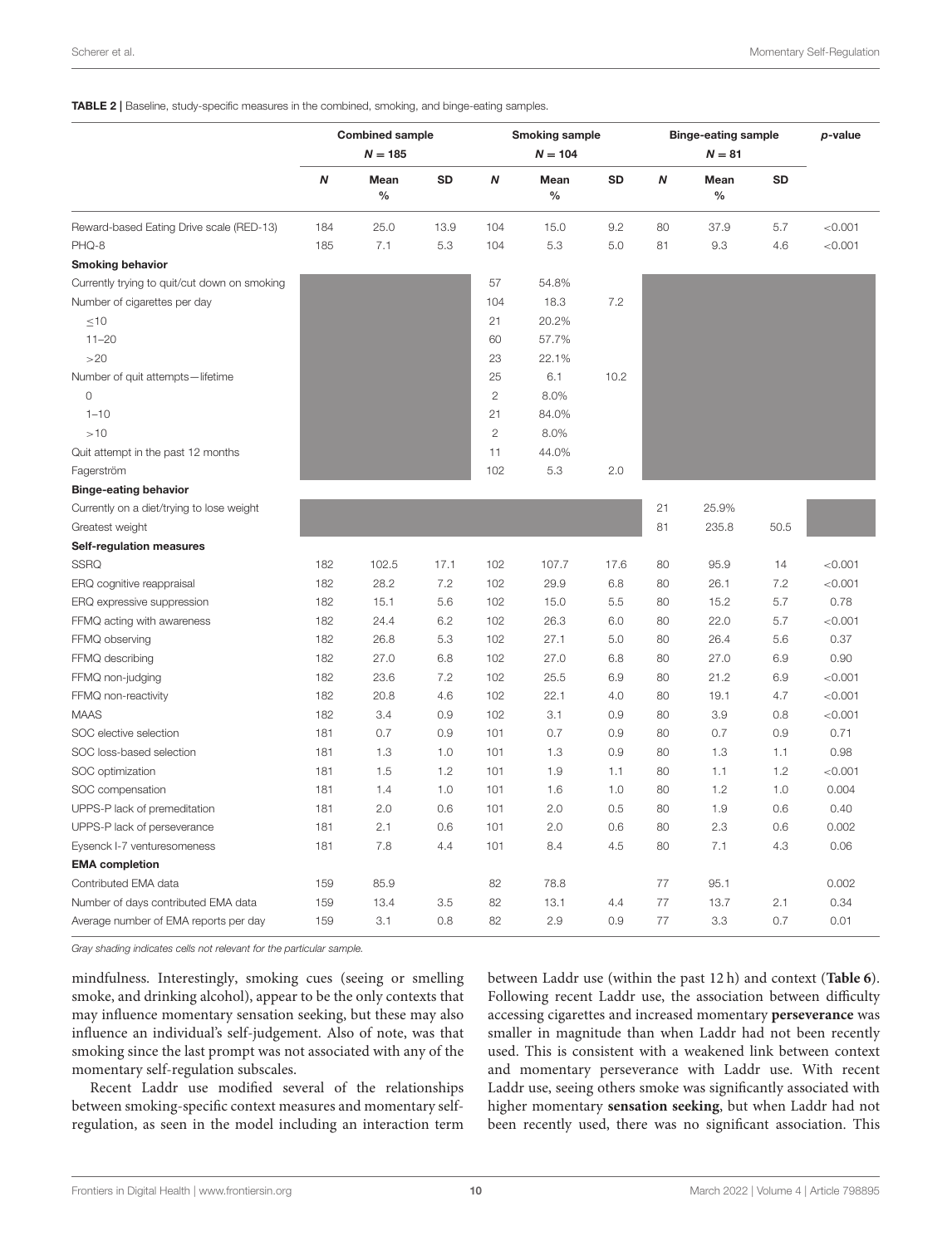**TABLE 2 |** Baseline, study-specific measures in the combined, smoking, and binge-eating samples.

| | Combined sample $N = 185$ | | | Smoking sample $N = 104$ | | | Binge-eating sample $N = 81$ | | | *p*-value |
|---|---|---|---|---|---|---|---|---|---|---|
| | ***N*** | **Mean %** | **SD** | ***N*** | **Mean %** | **SD** | ***N*** | **Mean %** | **SD** | |
| Reward-based Eating Drive scale (RED-13) | 184 | 25.0 | 13.9 | 104 | 15.0 | 9.2 | 80 | 37.9 | 5.7 | <0.001 |
| PHQ-8 | 185 | 7.1 | 5.3 | 104 | 5.3 | 5.0 | 81 | 9.3 | 4.6 | <0.001 |
| **Smoking behavior** | | | | | | | | | | |
| Currently trying to quit/cut down on smoking | | | | 57 | 54.8% | | | | | |
| Number of cigarettes per day | | | | 104 | 18.3 | 7.2 | | | | |
| ≤10 | | | | 21 | 20.2% | | | | | |
| 11–20 | | | | 60 | 57.7% | | | | | |
| >20 | | | | 23 | 22.1% | | | | | |
| Number of quit attempts—lifetime | | | | 25 | 6.1 | 10.2 | | | | |
| 0 | | | | 2 | 8.0% | | | | | |
| 1–10 | | | | 21 | 84.0% | | | | | |
| >10 | | | | 2 | 8.0% | | | | | |
| Quit attempt in the past 12 months | | | | 11 | 44.0% | | | | | |
| Fagerström | | | | 102 | 5.3 | 2.0 | | | | |
| **Binge-eating behavior** | | | | | | | | | | |
| Currently on a diet/trying to lose weight | | | | | | | 21 | 25.9% | | |
| Greatest weight | | | | | | | 81 | 235.8 | 50.5 | |
| **Self-regulation measures** | | | | | | | | | | |
| SSRQ | 182 | 102.5 | 17.1 | 102 | 107.7 | 17.6 | 80 | 95.9 | 14 | <0.001 |
| ERQ cognitive reappraisal | 182 | 28.2 | 7.2 | 102 | 29.9 | 6.8 | 80 | 26.1 | 7.2 | <0.001 |
| ERQ expressive suppression | 182 | 15.1 | 5.6 | 102 | 15.0 | 5.5 | 80 | 15.2 | 5.7 | 0.78 |
| FFMQ acting with awareness | 182 | 24.4 | 6.2 | 102 | 26.3 | 6.0 | 80 | 22.0 | 5.7 | <0.001 |
| FFMQ observing | 182 | 26.8 | 5.3 | 102 | 27.1 | 5.0 | 80 | 26.4 | 5.6 | 0.37 |
| FFMQ describing | 182 | 27.0 | 6.8 | 102 | 27.0 | 6.8 | 80 | 27.0 | 6.9 | 0.90 |
| FFMQ non-judging | 182 | 23.6 | 7.2 | 102 | 25.5 | 6.9 | 80 | 21.2 | 6.9 | <0.001 |
| FFMQ non-reactivity | 182 | 20.8 | 4.6 | 102 | 22.1 | 4.0 | 80 | 19.1 | 4.7 | <0.001 |
| MAAS | 182 | 3.4 | 0.9 | 102 | 3.1 | 0.9 | 80 | 3.9 | 0.8 | <0.001 |
| SOC elective selection | 181 | 0.7 | 0.9 | 101 | 0.7 | 0.9 | 80 | 0.7 | 0.9 | 0.71 |
| SOC loss-based selection | 181 | 1.3 | 1.0 | 101 | 1.3 | 0.9 | 80 | 1.3 | 1.1 | 0.98 |
| SOC optimization | 181 | 1.5 | 1.2 | 101 | 1.9 | 1.1 | 80 | 1.1 | 1.2 | <0.001 |
| SOC compensation | 181 | 1.4 | 1.0 | 101 | 1.6 | 1.0 | 80 | 1.2 | 1.0 | 0.004 |
| UPPS-P lack of premeditation | 181 | 2.0 | 0.6 | 101 | 2.0 | 0.5 | 80 | 1.9 | 0.6 | 0.40 |
| UPPS-P lack of perseverance | 181 | 2.1 | 0.6 | 101 | 2.0 | 0.6 | 80 | 2.3 | 0.6 | 0.002 |
| Eysenck I-7 venturesomeness | 181 | 7.8 | 4.4 | 101 | 8.4 | 4.5 | 80 | 7.1 | 4.3 | 0.06 |
| **EMA completion** | | | | | | | | | | |
| Contributed EMA data | 159 | 85.9 | | 82 | 78.8 | | 77 | 95.1 | | 0.002 |
| Number of days contributed EMA data | 159 | 13.4 | 3.5 | 82 | 13.1 | 4.4 | 77 | 13.7 | 2.1 | 0.34 |
| Average number of EMA reports per day | 159 | 3.1 | 0.8 | 82 | 2.9 | 0.9 | 77 | 3.3 | 0.7 | 0.01 |

*Gray shading indicates cells not relevant for the particular sample.*

mindfulness. Interestingly, smoking cues (seeing or smelling smoke, and drinking alcohol), appear to be the only contexts that may influence momentary sensation seeking, but these may also influence an individual's self-judgement. Also of note, was that smoking since the last prompt was not associated with any of the momentary self-regulation subscales.

Recent Laddr use modified several of the relationships between smoking-specific context measures and momentary self-regulation, as seen in the model including an interaction term between Laddr use (within the past 12 h) and context (**Table 6**). Following recent Laddr use, the association between difficulty accessing cigarettes and increased momentary **perseverance** was smaller in magnitude than when Laddr had not been recently used. This is consistent with a weakened link between context and momentary perseverance with Laddr use. With recent Laddr use, seeing others smoke was significantly associated with higher momentary **sensation seeking**, but when Laddr had not been recently used, there was no significant association. This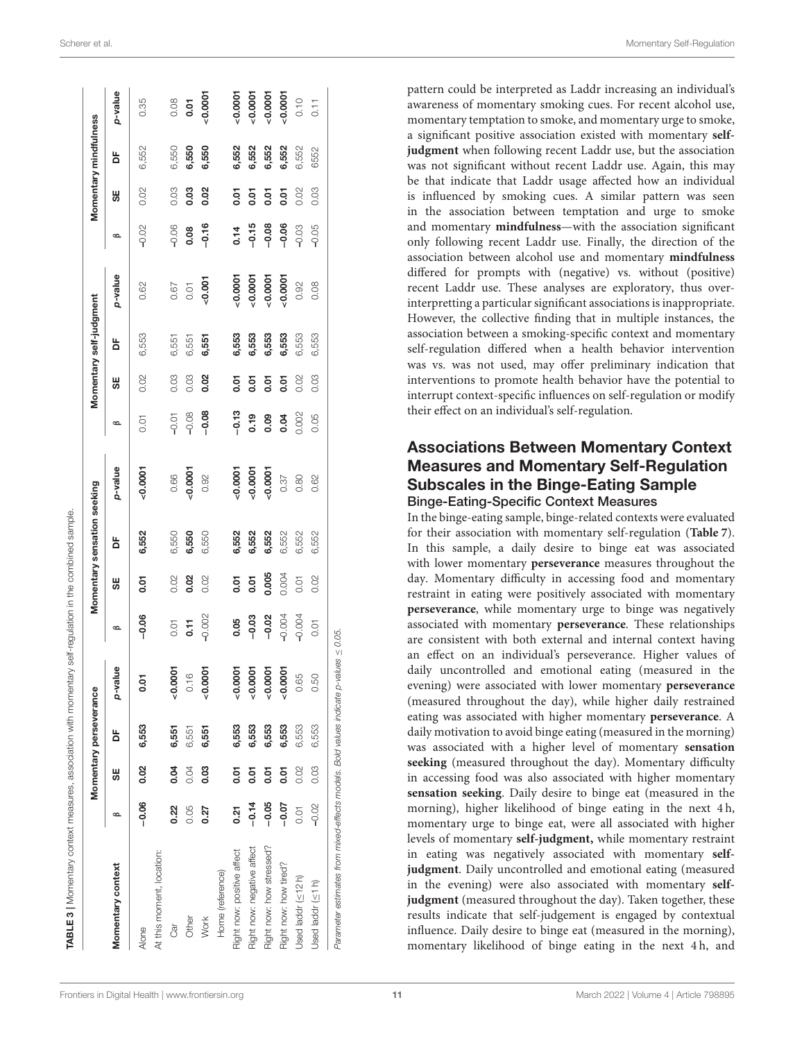**TABLE 3** | Momentary context measures, association with momentary self-regulation in the combined sample.

| Momentary context | Momentary perseverance | | | | Momentary sensation seeking | | | | Momentary self-judgment | | | | Momentary mindfulness | | | |
|---|---|---|---|---|---|---|---|---|---|---|---|---|---|---|---|---|
| | β | SE | DF | p-value | β | SE | DF | p-value | β | SE | DF | p-value | β | SE | DF | p-value |
| Alone | **−0.06** | **0.02** | **6,553** | **0.01** | **−0.06** | **0.01** | **6,552** | **<0.0001** | 0.01 | 0.02 | 6,553 | 0.62 | −0.02 | 0.02 | 6,552 | 0.35 |
| At this moment, location: | | | | | | | | | | | | | | | | |
| Car | **0.22** | **0.04** | **6,551** | **<0.0001** | 0.01 | 0.02 | 6,550 | 0.66 | −0.01 | 0.03 | 6,551 | 0.67 | −0.06 | 0.03 | 6,550 | 0.08 |
| Other | 0.05 | 0.04 | 6,551 | 0.16 | **0.11** | **0.02** | **6,550** | **<0.0001** | −0.08 | 0.03 | 6,551 | 0.01 | **0.08** | **0.03** | **6,550** | **0.01** |
| Work | **0.27** | **0.03** | **6,551** | **<0.0001** | −0.002 | 0.02 | 6,550 | 0.92 | **−0.08** | **0.02** | **6,551** | **<0.001** | **−0.16** | **0.02** | **6,550** | **<0.0001** |
| Home (reference) | | | | | | | | | | | | | | | | |
| Right now: positive affect | **0.21** | **0.01** | **6,553** | **<0.0001** | **0.05** | **0.01** | **6,552** | **<0.0001** | **−0.13** | **0.01** | **6,553** | **<0.0001** | **0.14** | **0.01** | **6,552** | **<0.0001** |
| Right now: negative affect | **−0.14** | **0.01** | **6,553** | **<0.0001** | **−0.03** | **0.01** | **6,552** | **<0.0001** | **0.19** | **0.01** | **6,553** | **<0.0001** | **−0.15** | **0.01** | **6,552** | **<0.0001** |
| Right now: how stressed? | **−0.05** | **0.01** | **6,553** | **<0.0001** | **−0.02** | **0.005** | **6,552** | **<0.0001** | **0.09** | **0.01** | **6,553** | **<0.0001** | **−0.08** | **0.01** | **6,552** | **<0.0001** |
| Right now: how tired? | **−0.07** | **0.01** | **6,553** | **<0.0001** | −0.004 | 0.004 | 6,552 | 0.37 | **0.04** | **0.01** | **6,553** | **<0.0001** | **−0.06** | **0.01** | **6,552** | **<0.0001** |
| Used laddr (≤12 h) | 0.01 | 0.02 | 6,553 | 0.65 | −0.004 | 0.01 | 6,552 | 0.80 | 0.002 | 0.02 | 6,553 | 0.92 | −0.03 | 0.02 | 6,552 | 0.10 |
| Used laddr (≤1 h) | −0.02 | 0.03 | 6,553 | 0.50 | 0.01 | 0.02 | 6,552 | 0.62 | 0.05 | 0.03 | 6,553 | 0.08 | −0.05 | 0.03 | 6552 | 0.11 |

*Parameter estimates from mixed-effects models. Bold values indicate p-values ≤ 0.05.*

pattern could be interpreted as Laddr increasing an individual's awareness of momentary smoking cues. For recent alcohol use, momentary temptation to smoke, and momentary urge to smoke, a significant positive association existed with momentary **self-judgment** when following recent Laddr use, but the association was not significant without recent Laddr use. Again, this may be that indicate that Laddr usage affected how an individual is influenced by smoking cues. A similar pattern was seen in the association between temptation and urge to smoke and momentary **mindfulness**—with the association significant only following recent Laddr use. Finally, the direction of the association between alcohol use and momentary **mindfulness** differed for prompts with (negative) vs. without (positive) recent Laddr use. These analyses are exploratory, thus over-interpretting a particular significant associations is inappropriate. However, the collective finding that in multiple instances, the association between a smoking-specific context and momentary self-regulation differed when a health behavior intervention was vs. was not used, may offer preliminary indication that interventions to promote health behavior have the potential to interrupt context-specific influences on self-regulation or modify their effect on an individual's self-regulation.

## Associations Between Momentary Context Measures and Momentary Self-Regulation Subscales in the Binge-Eating Sample

### Binge-Eating-Specific Context Measures

In the binge-eating sample, binge-related contexts were evaluated for their association with momentary self-regulation (**Table 7**). In this sample, a daily desire to binge eat was associated with lower momentary **perseverance** measures throughout the day. Momentary difficulty in accessing food and momentary restraint in eating were positively associated with momentary **perseverance**, while momentary urge to binge was negatively associated with momentary **perseverance**. These relationships are consistent with both external and internal context having an effect on an individual's perseverance. Higher values of daily uncontrolled and emotional eating (measured in the evening) were associated with lower momentary **perseverance** (measured throughout the day), while higher daily restrained eating was associated with higher momentary **perseverance**. A daily motivation to avoid binge eating (measured in the morning) was associated with a higher level of momentary **sensation seeking** (measured throughout the day). Momentary difficulty in accessing food was also associated with higher momentary **sensation seeking**. Daily desire to binge eat (measured in the morning), higher likelihood of binge eating in the next 4 h, momentary urge to binge eat, were all associated with higher levels of momentary **self-judgment,** while momentary restraint in eating was negatively associated with momentary **self-judgment**. Daily uncontrolled and emotional eating (measured in the evening) were also associated with momentary **self-judgment** (measured throughout the day). Taken together, these results indicate that self-judgement is engaged by contextual influence. Daily desire to binge eat (measured in the morning), momentary likelihood of binge eating in the next 4 h, and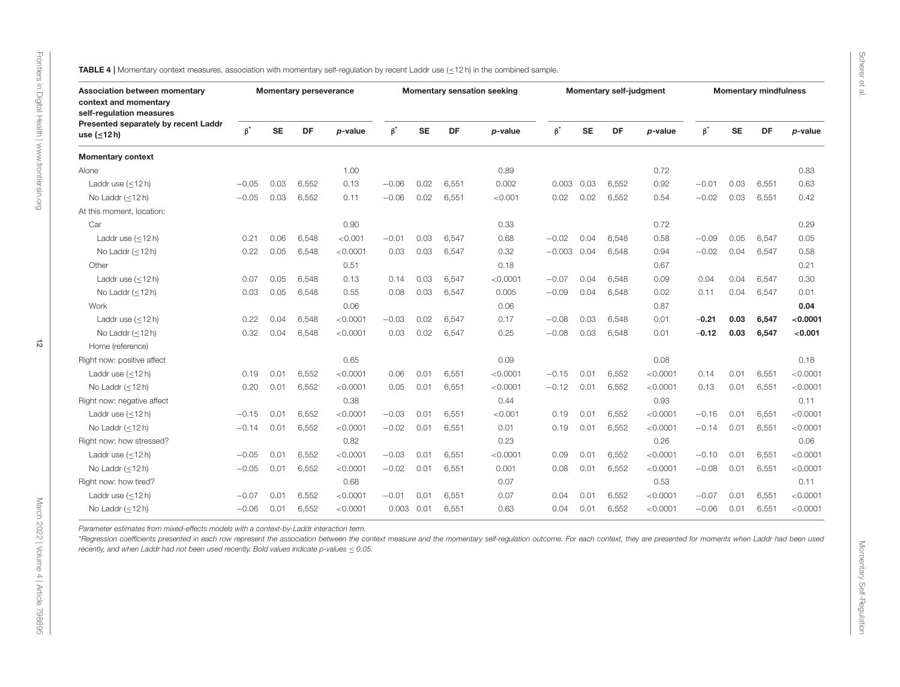**TABLE 4** | Momentary context measures, association with momentary self-regulation by recent Laddr use (≤12 h) in the combined sample.

| Association between momentary context and momentary self-regulation measures Presented separately by recent Laddr use (≤12 h) | Momentary perseverance | | | | Momentary sensation seeking | | | | Momentary self-judgment | | | | Momentary mindfulness | | | |
|---|---|---|---|---|---|---|---|---|---|---|---|---|---|---|---|---|
| | β* | SE | DF | p-value | β* | SE | DF | p-value | β* | SE | DF | p-value | β* | SE | DF | p-value |
| **Momentary context** | | | | | | | | | | | | | | | | |
| Alone | | | | 1.00 | | | | 0.89 | | | | 0.72 | | | | 0.83 |
| Laddr use (≤12 h) | −0.05 | 0.03 | 6,552 | 0.13 | −0.06 | 0.02 | 6,551 | 0.002 | 0.003 | 0.03 | 6,552 | 0.92 | −0.01 | 0.03 | 6,551 | 0.63 |
| No Laddr (≤12 h) | −0.05 | 0.03 | 6,552 | 0.11 | −0.06 | 0.02 | 6,551 | <0.001 | 0.02 | 0.02 | 6,552 | 0.54 | −0.02 | 0.03 | 6,551 | 0.42 |
| At this moment, location: | | | | | | | | | | | | | | | | |
| Car | | | | 0.90 | | | | 0.33 | | | | 0.72 | | | | 0.29 |
| Laddr use (≤12 h) | 0.21 | 0.06 | 6,548 | <0.001 | −0.01 | 0.03 | 6,547 | 0.68 | −0.02 | 0.04 | 6,548 | 0.58 | −0.09 | 0.05 | 6,547 | 0.05 |
| No Laddr (≤12 h) | 0.22 | 0.05 | 6,548 | <0.0001 | 0.03 | 0.03 | 6,547 | 0.32 | −0.003 | 0.04 | 6,548 | 0.94 | −0.02 | 0.04 | 6,547 | 0.58 |
| Other | | | | 0.51 | | | | 0.18 | | | | 0.67 | | | | 0.21 |
| Laddr use (≤12 h) | 0.07 | 0.05 | 6,548 | 0.13 | 0.14 | 0.03 | 6,547 | <0.0001 | −0.07 | 0.04 | 6,548 | 0.09 | 0.04 | 0.04 | 6,547 | 0.30 |
| No Laddr (≤12 h) | 0.03 | 0.05 | 6,548 | 0.55 | 0.08 | 0.03 | 6,547 | 0.005 | −0.09 | 0.04 | 6,548 | 0.02 | 0.11 | 0.04 | 6,547 | 0.01 |
| Work | | | | 0.06 | | | | 0.06 | | | | 0.87 | | | | **0.04** |
| Laddr use (≤12 h) | 0.22 | 0.04 | 6,548 | <0.0001 | −0.03 | 0.02 | 6,547 | 0.17 | −0.08 | 0.03 | 6,548 | 0.01 | **−0.21** | **0.03** | **6,547** | **<0.0001** |
| No Laddr (≤12 h) | 0.32 | 0.04 | 6,548 | <0.0001 | 0.03 | 0.02 | 6,547 | 0.25 | −0.08 | 0.03 | 6,548 | 0.01 | **−0.12** | **0.03** | **6,547** | **<0.001** |
| Home (reference) | | | | | | | | | | | | | | | | |
| Right now: positive affect | | | | 0.65 | | | | 0.09 | | | | 0.08 | | | | 0.18 |
| Laddr use (≤12 h) | 0.19 | 0.01 | 6,552 | <0.0001 | 0.06 | 0.01 | 6,551 | <0.0001 | −0.15 | 0.01 | 6,552 | <0.0001 | 0.14 | 0.01 | 6,551 | <0.0001 |
| No Laddr (≤12 h) | 0.20 | 0.01 | 6,552 | <0.0001 | 0.05 | 0.01 | 6,551 | <0.0001 | −0.12 | 0.01 | 6,552 | <0.0001 | 0.13 | 0.01 | 6,551 | <0.0001 |
| Right now: negative affect | | | | 0.38 | | | | 0.44 | | | | 0.93 | | | | 0.11 |
| Laddr use (≤12 h) | −0.15 | 0.01 | 6,552 | <0.0001 | −0.03 | 0.01 | 6,551 | <0.001 | 0.19 | 0.01 | 6,552 | <0.0001 | −0.16 | 0.01 | 6,551 | <0.0001 |
| No Laddr (≤12 h) | −0.14 | 0.01 | 6,552 | <0.0001 | −0.02 | 0.01 | 6,551 | 0.01 | 0.19 | 0.01 | 6,552 | <0.0001 | −0.14 | 0.01 | 6,551 | <0.0001 |
| Right now: how stressed? | | | | 0.82 | | | | 0.23 | | | | 0.26 | | | | 0.06 |
| Laddr use (≤12 h) | −0.05 | 0.01 | 6,552 | <0.0001 | −0.03 | 0.01 | 6,551 | <0.0001 | 0.09 | 0.01 | 6,552 | <0.0001 | −0.10 | 0.01 | 6,551 | <0.0001 |
| No Laddr (≤12 h) | −0.05 | 0.01 | 6,552 | <0.0001 | −0.02 | 0.01 | 6,551 | 0.001 | 0.08 | 0.01 | 6,552 | <0.0001 | −0.08 | 0.01 | 6,551 | <0.0001 |
| Right now: how tired? | | | | 0.68 | | | | 0.07 | | | | 0.53 | | | | 0.11 |
| Laddr use (≤12 h) | −0.07 | 0.01 | 6,552 | <0.0001 | −0.01 | 0.01 | 6,551 | 0.07 | 0.04 | 0.01 | 6,552 | <0.0001 | −0.07 | 0.01 | 6,551 | <0.0001 |
| No Laddr (≤12 h) | −0.06 | 0.01 | 6,552 | <0.0001 | 0.003 | 0.01 | 6,551 | 0.63 | 0.04 | 0.01 | 6,552 | <0.0001 | −0.06 | 0.01 | 6,551 | <0.0001 |

*Parameter estimates from mixed-effects models with a context-by-Laddr interaction term.*

*Regression coefficients presented in each row represent the association between the context measure and the momentary self-regulation outcome. For each context, they are presented for moments when Laddr had been used recently, and when Laddr had not been used recently. Bold values indicate p-values ≤ 0.05.*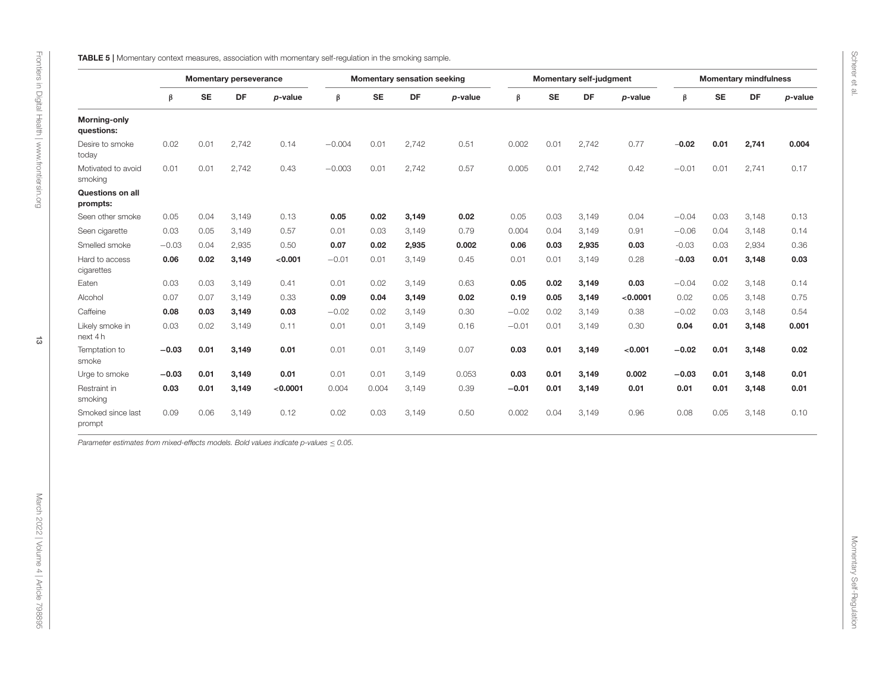**TABLE 5 |** Momentary context measures, association with momentary self-regulation in the smoking sample.

| | Momentary perseverance | | | | Momentary sensation seeking | | | | Momentary self-judgment | | | | Momentary mindfulness | | | |
|---|---|---|---|---|---|---|---|---|---|---|---|---|---|---|---|---|
| | β | SE | DF | *p*-value | β | SE | DF | *p*-value | β | SE | DF | *p*-value | β | SE | DF | *p*-value |
| **Morning-only questions:** | | | | | | | | | | | | | | | | |
| Desire to smoke today | 0.02 | 0.01 | 2,742 | 0.14 | −0.004 | 0.01 | 2,742 | 0.51 | 0.002 | 0.01 | 2,742 | 0.77 | **−0.02** | **0.01** | **2,741** | **0.004** |
| Motivated to avoid smoking | 0.01 | 0.01 | 2,742 | 0.43 | −0.003 | 0.01 | 2,742 | 0.57 | 0.005 | 0.01 | 2,742 | 0.42 | −0.01 | 0.01 | 2,741 | 0.17 |
| **Questions on all prompts:** | | | | | | | | | | | | | | | | |
| Seen other smoke | 0.05 | 0.04 | 3,149 | 0.13 | **0.05** | **0.02** | **3,149** | **0.02** | 0.05 | 0.03 | 3,149 | 0.04 | −0.04 | 0.03 | 3,148 | 0.13 |
| Seen cigarette | 0.03 | 0.05 | 3,149 | 0.57 | 0.01 | 0.03 | 3,149 | 0.79 | 0.004 | 0.04 | 3,149 | 0.91 | −0.06 | 0.04 | 3,148 | 0.14 |
| Smelled smoke | −0.03 | 0.04 | 2,935 | 0.50 | **0.07** | **0.02** | **2,935** | **0.002** | **0.06** | **0.03** | **2,935** | **0.03** | -0.03 | 0.03 | 2,934 | 0.36 |
| Hard to access cigarettes | **0.06** | **0.02** | **3,149** | **<0.001** | −0.01 | 0.01 | 3,149 | 0.45 | 0.01 | 0.01 | 3,149 | 0.28 | **−0.03** | **0.01** | **3,148** | **0.03** |
| Eaten | 0.03 | 0.03 | 3,149 | 0.41 | 0.01 | 0.02 | 3,149 | 0.63 | **0.05** | **0.02** | **3,149** | **0.03** | −0.04 | 0.02 | 3,148 | 0.14 |
| Alcohol | 0.07 | 0.07 | 3,149 | 0.33 | **0.09** | **0.04** | **3,149** | **0.02** | **0.19** | **0.05** | **3,149** | **<0.0001** | 0.02 | 0.05 | 3,148 | 0.75 |
| Caffeine | **0.08** | **0.03** | **3,149** | **0.03** | −0.02 | 0.02 | 3,149 | 0.30 | −0.02 | 0.02 | 3,149 | 0.38 | −0.02 | 0.03 | 3,148 | 0.54 |
| Likely smoke in next 4 h | 0.03 | 0.02 | 3,149 | 0.11 | 0.01 | 0.01 | 3,149 | 0.16 | −0.01 | 0.01 | 3,149 | 0.30 | **0.04** | **0.01** | **3,148** | **0.001** |
| Temptation to smoke | **−0.03** | **0.01** | **3,149** | **0.01** | 0.01 | 0.01 | 3,149 | 0.07 | **0.03** | **0.01** | **3,149** | **<0.001** | **−0.02** | **0.01** | **3,148** | **0.02** |
| Urge to smoke | **−0.03** | **0.01** | **3,149** | **0.01** | 0.01 | 0.01 | 3,149 | 0.053 | **0.03** | **0.01** | **3,149** | **0.002** | **−0.03** | **0.01** | **3,148** | **0.01** |
| Restraint in smoking | **0.03** | **0.01** | **3,149** | **<0.0001** | 0.004 | 0.004 | 3,149 | 0.39 | **−0.01** | **0.01** | **3,149** | **0.01** | **0.01** | **0.01** | **3,148** | **0.01** |
| Smoked since last prompt | 0.09 | 0.06 | 3,149 | 0.12 | 0.02 | 0.03 | 3,149 | 0.50 | 0.002 | 0.04 | 3,149 | 0.96 | 0.08 | 0.05 | 3,148 | 0.10 |

*Parameter estimates from mixed-effects models. Bold values indicate p-values ≤ 0.05.*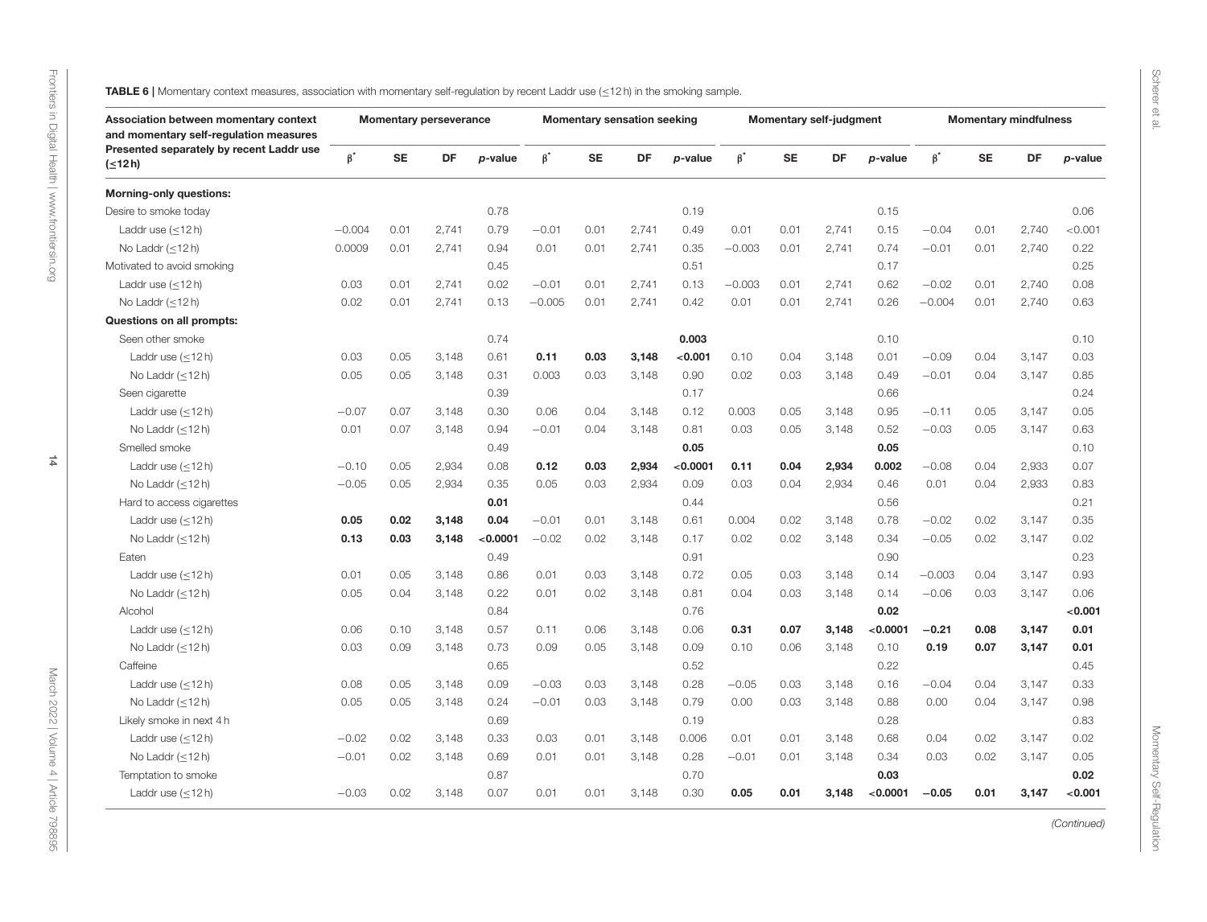**TABLE 6 |** Momentary context measures, association with momentary self-regulation by recent Laddr use (≤12 h) in the smoking sample.

| Association between momentary context and momentary self-regulation measures | Momentary perseverance | | | | Momentary sensation seeking | | | | Momentary self-judgment | | | | Momentary mindfulness | | | |
|---|---|---|---|---|---|---|---|---|---|---|---|---|---|---|---|---|
| Presented separately by recent Laddr use (≤12 h) | $\beta^*$ | SE | DF | *p*-value | $\beta^*$ | SE | DF | *p*-value | $\beta^*$ | SE | DF | *p*-value | $\beta^*$ | SE | DF | *p*-value |
| **Morning-only questions:** | | | | | | | | | | | | | | | | |
| Desire to smoke today | | | | 0.78 | | | | 0.19 | | | | 0.15 | | | | 0.06 |
| Laddr use (≤12 h) | −0.004 | 0.01 | 2,741 | 0.79 | −0.01 | 0.01 | 2,741 | 0.49 | 0.01 | 0.01 | 2,741 | 0.15 | −0.04 | 0.01 | 2,740 | <0.001 |
| No Laddr (≤12 h) | 0.0009 | 0.01 | 2,741 | 0.94 | 0.01 | 0.01 | 2,741 | 0.35 | −0.003 | 0.01 | 2,741 | 0.74 | −0.01 | 0.01 | 2,740 | 0.22 |
| Motivated to avoid smoking | | | | 0.45 | | | | 0.51 | | | | 0.17 | | | | 0.25 |
| Laddr use (≤12 h) | 0.03 | 0.01 | 2,741 | 0.02 | −0.01 | 0.01 | 2,741 | 0.13 | −0.003 | 0.01 | 2,741 | 0.62 | −0.02 | 0.01 | 2,740 | 0.08 |
| No Laddr (≤12 h) | 0.02 | 0.01 | 2,741 | 0.13 | −0.005 | 0.01 | 2,741 | 0.42 | 0.01 | 0.01 | 2,741 | 0.26 | −0.004 | 0.01 | 2,740 | 0.63 |
| **Questions on all prompts:** | | | | | | | | | | | | | | | | |
| Seen other smoke | | | | 0.74 | | | | **0.003** | | | | 0.10 | | | | 0.10 |
| Laddr use (≤12 h) | 0.03 | 0.05 | 3,148 | 0.61 | **0.11** | **0.03** | **3,148** | **<0.001** | 0.10 | 0.04 | 3,148 | 0.01 | −0.09 | 0.04 | 3,147 | 0.03 |
| No Laddr (≤12 h) | 0.05 | 0.05 | 3,148 | 0.31 | 0.003 | 0.03 | 3,148 | 0.90 | 0.02 | 0.03 | 3,148 | 0.49 | −0.01 | 0.04 | 3,147 | 0.85 |
| Seen cigarette | | | | 0.39 | | | | 0.17 | | | | 0.66 | | | | 0.24 |
| Laddr use (≤12 h) | −0.07 | 0.07 | 3,148 | 0.30 | 0.06 | 0.04 | 3,148 | 0.12 | 0.003 | 0.05 | 3,148 | 0.95 | −0.11 | 0.05 | 3,147 | 0.05 |
| No Laddr (≤12 h) | 0.01 | 0.07 | 3,148 | 0.94 | −0.01 | 0.04 | 3,148 | 0.81 | 0.03 | 0.05 | 3,148 | 0.52 | −0.03 | 0.05 | 3,147 | 0.63 |
| Smelled smoke | | | | 0.49 | | | | **0.05** | | | | **0.05** | | | | 0.10 |
| Laddr use (≤12 h) | −0.10 | 0.05 | 2,934 | 0.08 | **0.12** | **0.03** | **2,934** | **<0.0001** | **0.11** | **0.04** | **2,934** | **0.002** | −0.08 | 0.04 | 2,933 | 0.07 |
| No Laddr (≤12 h) | −0.05 | 0.05 | 2,934 | 0.35 | 0.05 | 0.03 | 2,934 | 0.09 | 0.03 | 0.04 | 2,934 | 0.46 | 0.01 | 0.04 | 2,933 | 0.83 |
| Hard to access cigarettes | | | | **0.01** | | | | 0.44 | | | | 0.56 | | | | 0.21 |
| Laddr use (≤12 h) | **0.05** | **0.02** | **3,148** | **0.04** | −0.01 | 0.01 | 3,148 | 0.61 | 0.004 | 0.02 | 3,148 | 0.78 | −0.02 | 0.02 | 3,147 | 0.35 |
| No Laddr (≤12 h) | **0.13** | **0.03** | **3,148** | **<0.0001** | −0.02 | 0.02 | 3,148 | 0.17 | 0.02 | 0.02 | 3,148 | 0.34 | −0.05 | 0.02 | 3,147 | 0.02 |
| Eaten | | | | 0.49 | | | | 0.91 | | | | 0.90 | | | | 0.23 |
| Laddr use (≤12 h) | 0.01 | 0.05 | 3,148 | 0.86 | 0.01 | 0.03 | 3,148 | 0.72 | 0.05 | 0.03 | 3,148 | 0.14 | −0.003 | 0.04 | 3,147 | 0.93 |
| No Laddr (≤12 h) | 0.05 | 0.04 | 3,148 | 0.22 | 0.01 | 0.02 | 3,148 | 0.81 | 0.04 | 0.03 | 3,148 | 0.14 | −0.06 | 0.03 | 3,147 | 0.06 |
| Alcohol | | | | 0.84 | | | | 0.76 | | | | **0.02** | | | | **<0.001** |
| Laddr use (≤12 h) | 0.06 | 0.10 | 3,148 | 0.57 | 0.11 | 0.06 | 3,148 | 0.06 | **0.31** | **0.07** | **3,148** | **<0.0001** | **−0.21** | **0.08** | **3,147** | **0.01** |
| No Laddr (≤12 h) | 0.03 | 0.09 | 3,148 | 0.73 | 0.09 | 0.05 | 3,148 | 0.09 | 0.10 | 0.06 | 3,148 | 0.10 | **0.19** | **0.07** | **3,147** | **0.01** |
| Caffeine | | | | 0.65 | | | | 0.52 | | | | 0.22 | | | | 0.45 |
| Laddr use (≤12 h) | 0.08 | 0.05 | 3,148 | 0.09 | −0.03 | 0.03 | 3,148 | 0.28 | −0.05 | 0.03 | 3,148 | 0.16 | −0.04 | 0.04 | 3,147 | 0.33 |
| No Laddr (≤12 h) | 0.05 | 0.05 | 3,148 | 0.24 | −0.01 | 0.03 | 3,148 | 0.79 | 0.00 | 0.03 | 3,148 | 0.88 | 0.00 | 0.04 | 3,147 | 0.98 |
| Likely smoke in next 4 h | | | | 0.69 | | | | 0.19 | | | | 0.28 | | | | 0.83 |
| Laddr use (≤12 h) | −0.02 | 0.02 | 3,148 | 0.33 | 0.03 | 0.01 | 3,148 | 0.006 | 0.01 | 0.01 | 3,148 | 0.68 | 0.04 | 0.02 | 3,147 | 0.02 |
| No Laddr (≤12 h) | −0.01 | 0.02 | 3,148 | 0.69 | 0.01 | 0.01 | 3,148 | 0.28 | −0.01 | 0.01 | 3,148 | 0.34 | 0.03 | 0.02 | 3,147 | 0.05 |
| Temptation to smoke | | | | 0.87 | | | | 0.70 | | | | **0.03** | | | | **0.02** |
| Laddr use (≤12 h) | −0.03 | 0.02 | 3,148 | 0.07 | 0.01 | 0.01 | 3,148 | 0.30 | **0.05** | **0.01** | **3,148** | **<0.0001** | **−0.05** | **0.01** | **3,147** | **<0.001** |

*(Continued)*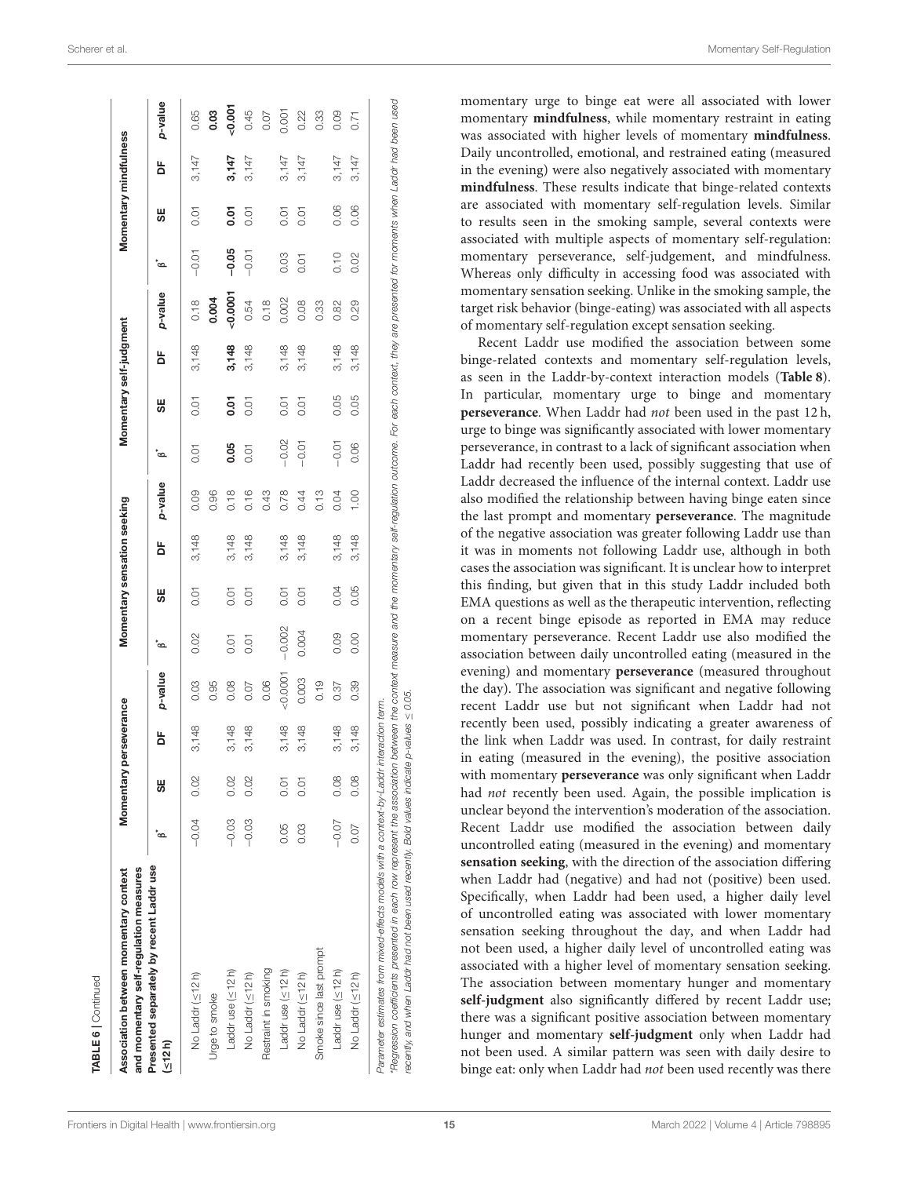**TABLE 6** | Continued

| Association between momentary context and momentary self-regulation measures | Momentary perseverance | | | | Momentary sensation seeking | | | | Momentary self-judgment | | | | Momentary mindfulness | | | |
|---|---|---|---|---|---|---|---|---|---|---|---|---|---|---|---|---|
| **Presented separately by recent Laddr use (≤12 h)** | **β*** | **SE** | **DF** | ***p*-value** | **β*** | **SE** | **DF** | ***p*-value** | **β*** | **SE** | **DF** | ***p*-value** | **β*** | **SE** | **DF** | ***p*-value** |
| No Laddr (≤12 h) | −0.04 | 0.02 | 3,148 | 0.03 | 0.02 | 0.01 | 3,148 | 0.09 | 0.01 | 0.01 | 3,148 | 0.18 | −0.01 | 0.01 | 3,147 | 0.65 |
| Urge to smoke | | | | 0.95 | | | | 0.96 | | | | **0.004** | | | | **0.03** |
| Laddr use (≤12 h) | −0.03 | 0.02 | 3,148 | 0.08 | 0.01 | 0.01 | 3,148 | 0.18 | **0.05** | **0.01** | **3,148** | **<0.0001** | **−0.05** | **0.01** | **3,147** | **<0.001** |
| No Laddr (≤12 h) | −0.03 | 0.02 | 3,148 | 0.07 | 0.01 | 0.01 | 3,148 | 0.16 | 0.01 | 0.01 | 3,148 | 0.54 | −0.01 | 0.01 | 3,147 | 0.45 |
| Restraint in smoking | | | | 0.06 | | | | 0.43 | | | | 0.18 | | | | 0.07 |
| Laddr use (≤12 h) | 0.05 | 0.01 | 3,148 | <0.0001 | −0.002 | 0.01 | 3,148 | 0.78 | −0.02 | 0.01 | 3,148 | 0.002 | 0.03 | 0.01 | 3,147 | 0.001 |
| No Laddr (≤12 h) | 0.03 | 0.01 | 3,148 | 0.003 | 0.004 | 0.01 | 3,148 | 0.44 | −0.01 | 0.01 | 3,148 | 0.08 | 0.01 | 0.01 | 3,147 | 0.22 |
| Smoke since last prompt | | | | 0.19 | | | | 0.13 | | | | 0.33 | | | | 0.33 |
| Laddr use (≤12 h) | −0.07 | 0.08 | 3,148 | 0.37 | 0.09 | 0.04 | 3,148 | 0.04 | −0.01 | 0.05 | 3,148 | 0.82 | 0.10 | 0.06 | 3,147 | 0.09 |
| No Laddr (≤12 h) | 0.07 | 0.08 | 3,148 | 0.39 | 0.00 | 0.05 | 3,148 | 1.00 | 0.06 | 0.05 | 3,148 | 0.29 | 0.02 | 0.06 | 3,147 | 0.71 |

Parameter estimates from mixed-effects models with a context-by-Laddr interaction term.
*Regression coefficients presented in each row represent the association between the context measure and the momentary self-regulation outcome. For each context, they are presented for moments when Laddr had been used recently, and when Laddr had not been used recently. Bold values indicate p-values ≤ 0.05.

momentary urge to binge eat were all associated with lower momentary **mindfulness**, while momentary restraint in eating was associated with higher levels of momentary **mindfulness**. Daily uncontrolled, emotional, and restrained eating (measured in the evening) were also negatively associated with momentary **mindfulness**. These results indicate that binge-related contexts are associated with momentary self-regulation levels. Similar to results seen in the smoking sample, several contexts were associated with multiple aspects of momentary self-regulation: momentary perseverance, self-judgement, and mindfulness. Whereas only difficulty in accessing food was associated with momentary sensation seeking. Unlike in the smoking sample, the target risk behavior (binge-eating) was associated with all aspects of momentary self-regulation except sensation seeking.

Recent Laddr use modified the association between some binge-related contexts and momentary self-regulation levels, as seen in the Laddr-by-context interaction models (**Table 8**). In particular, momentary urge to binge and momentary **perseverance**. When Laddr had *not* been used in the past 12 h, urge to binge was significantly associated with lower momentary perseverance, in contrast to a lack of significant association when Laddr had recently been used, possibly suggesting that use of Laddr decreased the influence of the internal context. Laddr use also modified the relationship between having binge eaten since the last prompt and momentary **perseverance**. The magnitude of the negative association was greater following Laddr use than it was in moments not following Laddr use, although in both cases the association was significant. It is unclear how to interpret this finding, but given that in this study Laddr included both EMA questions as well as the therapeutic intervention, reflecting on a recent binge episode as reported in EMA may reduce momentary perseverance. Recent Laddr use also modified the association between daily uncontrolled eating (measured in the evening) and momentary **perseverance** (measured throughout the day). The association was significant and negative following recent Laddr use but not significant when Laddr had not recently been used, possibly indicating a greater awareness of the link when Laddr was used. In contrast, for daily restraint in eating (measured in the evening), the positive association with momentary **perseverance** was only significant when Laddr had *not* recently been used. Again, the possible implication is unclear beyond the intervention's moderation of the association. Recent Laddr use modified the association between daily uncontrolled eating (measured in the evening) and momentary **sensation seeking**, with the direction of the association differing when Laddr had (negative) and had not (positive) been used. Specifically, when Laddr had been used, a higher daily level of uncontrolled eating was associated with lower momentary sensation seeking throughout the day, and when Laddr had not been used, a higher daily level of uncontrolled eating was associated with a higher level of momentary sensation seeking. The association between momentary hunger and momentary **self-judgment** also significantly differed by recent Laddr use; there was a significant positive association between momentary hunger and momentary **self-judgment** only when Laddr had not been used. A similar pattern was seen with daily desire to binge eat: only when Laddr had *not* been used recently was there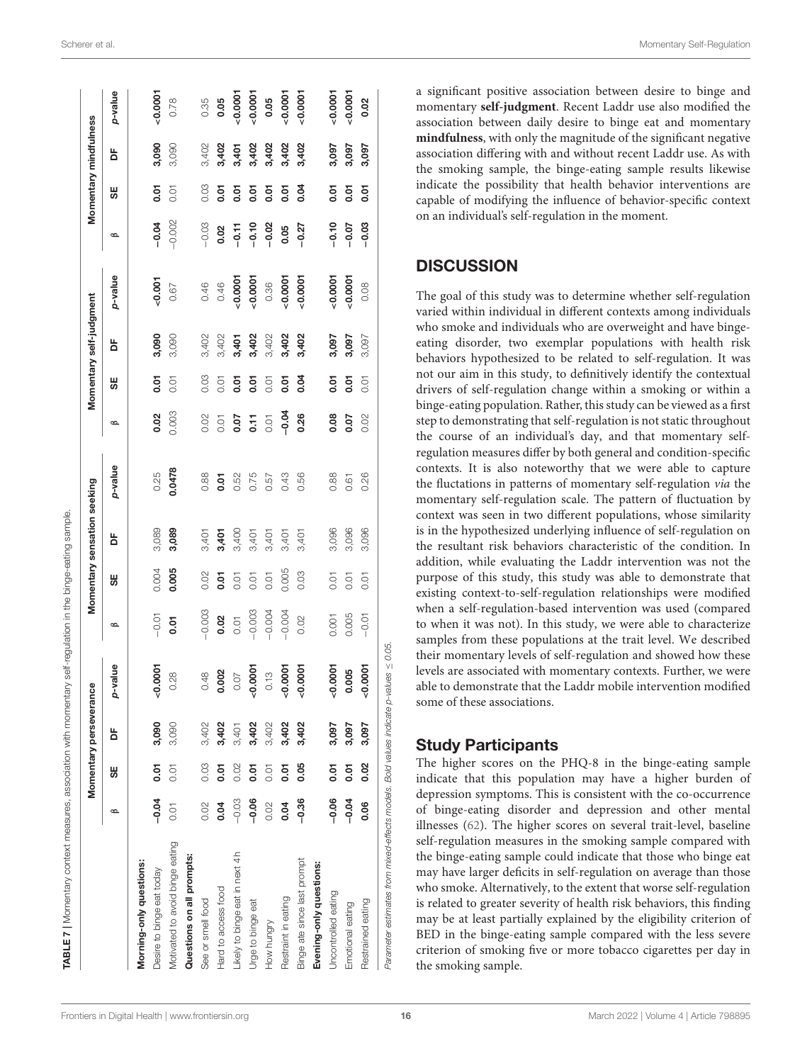**TABLE 7** | Momentary context measures, association with momentary self-regulation in the binge-eating sample.

| | Momentary perseverance | | | | Momentary sensation seeking | | | | Momentary self-judgment | | | | Momentary mindfulness | | | |
|---|---|---|---|---|---|---|---|---|---|---|---|---|---|---|---|---|
| | β | SE | DF | *p*-value | β | SE | DF | *p*-value | β | SE | DF | *p*-value | β | SE | DF | *p*-value |
| **Morning-only questions:** | | | | | | | | | | | | | | | | |
| Desire to binge eat today | **−0.04** | **0.01** | **3,090** | **<0.0001** | −0.01 | 0.004 | 3,089 | 0.25 | **0.02** | **0.01** | **3,090** | **<0.001** | **−0.04** | **0.01** | **3,090** | **<0.0001** |
| Motivated to avoid binge eating | 0.01 | 0.01 | 3,090 | 0.28 | **0.01** | **0.005** | **3,089** | **0.0478** | 0.003 | 0.01 | 3,090 | 0.67 | −0.002 | 0.01 | 3,090 | 0.78 |
| **Questions on all prompts:** | | | | | | | | | | | | | | | | |
| See or smell food | 0.02 | 0.03 | 3,402 | 0.48 | −0.003 | 0.02 | 3,401 | 0.88 | 0.02 | 0.03 | 3,402 | 0.46 | −0.03 | 0.03 | 3,402 | 0.35 |
| Hard to access food | **0.04** | **0.01** | **3,402** | **0.002** | **0.02** | **0.01** | **3,401** | **0.01** | 0.01 | 0.01 | 3,402 | 0.46 | **0.02** | **0.01** | **3,402** | **0.05** |
| Likely to binge eat in next 4 h | −0.03 | 0.02 | 3,401 | 0.07 | 0.01 | 0.01 | 3,400 | 0.52 | **0.07** | **0.01** | **3,401** | **<0.0001** | **−0.11** | **0.01** | **3,401** | **<0.0001** |
| Urge to binge eat | **−0.06** | **0.01** | **3,402** | **<0.0001** | −0.003 | 0.01 | 3,401 | 0.75 | **0.11** | **0.01** | **3,402** | **<0.0001** | **−0.10** | **0.01** | **3,402** | **<0.0001** |
| How hungry | 0.02 | 0.01 | 3,402 | 0.13 | −0.004 | 0.01 | 3,401 | 0.57 | 0.01 | 0.01 | 3,402 | 0.36 | **−0.02** | **0.01** | **3,402** | **0.05** |
| Restraint in eating | **0.04** | **0.01** | **3,402** | **<0.0001** | −0.004 | 0.005 | 3,401 | 0.43 | **−0.04** | **0.01** | **3,402** | **<0.0001** | **0.05** | **0.01** | **3,402** | **<0.0001** |
| Binge ate since last prompt | **−0.36** | **0.05** | **3,402** | **<0.0001** | 0.02 | 0.03 | 3,401 | 0.56 | **0.26** | **0.04** | **3,402** | **<0.0001** | **−0.27** | **0.04** | **3,402** | **<0.0001** |
| **Evening-only questions:** | | | | | | | | | | | | | | | | |
| Uncontrolled eating | **−0.06** | **0.01** | **3,097** | **<0.0001** | 0.001 | 0.01 | 3,096 | 0.88 | **0.08** | **0.01** | **3,097** | **<0.0001** | **−0.10** | **0.01** | **3,097** | **<0.0001** |
| Emotional eating | **−0.04** | **0.01** | **3,097** | **0.005** | 0.005 | 0.01 | 3,096 | 0.61 | **0.07** | **0.01** | **3,097** | **<0.0001** | **−0.07** | **0.01** | **3,097** | **<0.0001** |
| Restrained eating | **0.06** | **0.02** | **3,097** | **<0.0001** | −0.01 | 0.01 | 3,096 | 0.26 | 0.02 | 0.01 | 3,097 | 0.08 | **−0.03** | **0.01** | **3,097** | **0.02** |

*Parameter estimates from mixed-effects models. Bold values indicate p-values ≤ 0.05.*

a significant positive association between desire to binge and momentary **self-judgment**. Recent Laddr use also modified the association between daily desire to binge eat and momentary **mindfulness**, with only the magnitude of the significant negative association differing with and without recent Laddr use. As with the smoking sample, the binge-eating sample results likewise indicate the possibility that health behavior interventions are capable of modifying the influence of behavior-specific context on an individual's self-regulation in the moment.

## DISCUSSION

The goal of this study was to determine whether self-regulation varied within individual in different contexts among individuals who smoke and individuals who are overweight and have binge-eating disorder, two exemplar populations with health risk behaviors hypothesized to be related to self-regulation. It was not our aim in this study, to definitively identify the contextual drivers of self-regulation change within a smoking or within a binge-eating population. Rather, this study can be viewed as a first step to demonstrating that self-regulation is not static throughout the course of an individual's day, and that momentary self-regulation measures differ by both general and condition-specific contexts. It is also noteworthy that we were able to capture the fluctuations in patterns of momentary self-regulation *via* the momentary self-regulation scale. The pattern of fluctuation by context was seen in two different populations, whose similarity is in the hypothesized underlying influence of self-regulation on the resultant risk behaviors characteristic of the condition. In addition, while evaluating the Laddr intervention was not the purpose of this study, this study was able to demonstrate that existing context-to-self-regulation relationships were modified when a self-regulation-based intervention was used (compared to when it was not). In this study, we were able to characterize samples from these populations at the trait level. We described their momentary levels of self-regulation and showed how these levels are associated with momentary contexts. Further, we were able to demonstrate that the Laddr mobile intervention modified some of these associations.

### Study Participants

The higher scores on the PHQ-8 in the binge-eating sample indicate that this population may have a higher burden of depression symptoms. This is consistent with the co-occurrence of binge-eating disorder and depression and other mental illnesses (62). The higher scores on several trait-level, baseline self-regulation measures in the smoking sample compared with the binge-eating sample could indicate that those who binge eat may have larger deficits in self-regulation on average than those who smoke. Alternatively, to the extent that worse self-regulation is related to greater severity of health risk behaviors, this finding may be at least partially explained by the eligibility criterion of BED in the binge-eating sample compared with the less severe criterion of smoking five or more tobacco cigarettes per day in the smoking sample.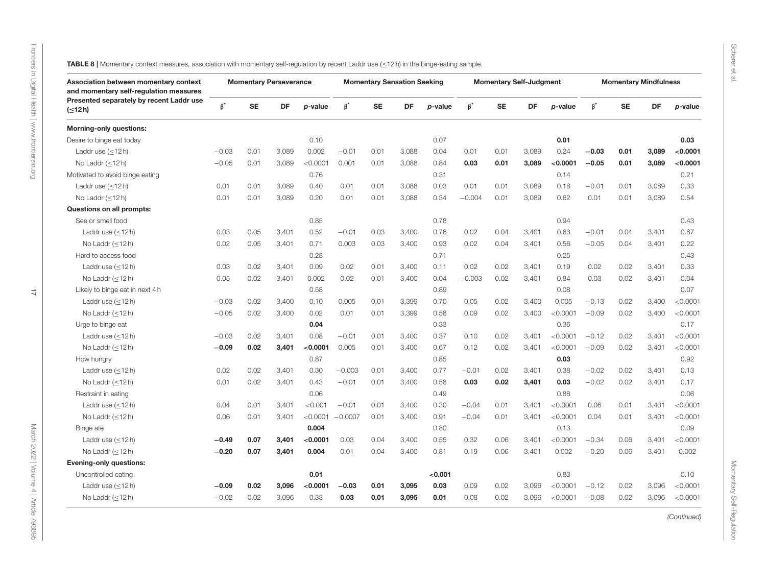**TABLE 8 |** Momentary context measures, association with momentary self-regulation by recent Laddr use (≤12 h) in the binge-eating sample.

| Association between momentary context and momentary self-regulation measures | Momentary Perseverance | | | | Momentary Sensation Seeking | | | | Momentary Self-Judgment | | | | Momentary Mindfulness | | | |
|---|---|---|---|---|---|---|---|---|---|---|---|---|---|---|---|---|
| Presented separately by recent Laddr use (≤12 h) | β* | SE | DF | *p*-value | β* | SE | DF | *p*-value | β* | SE | DF | *p*-value | β* | SE | DF | *p*-value |
| **Morning-only questions:** | | | | | | | | | | | | | | | | |
| Desire to binge eat today | | | | 0.10 | | | | 0.07 | | | | **0.01** | | | | **0.03** |
| Laddr use (≤12 h) | −0.03 | 0.01 | 3,089 | 0.002 | −0.01 | 0.01 | 3,088 | 0.04 | 0.01 | 0.01 | 3,089 | 0.24 | **−0.03** | **0.01** | **3,089** | **<0.0001** |
| No Laddr (≤12 h) | −0.05 | 0.01 | 3,089 | <0.0001 | 0.001 | 0.01 | 3,088 | 0.84 | **0.03** | **0.01** | **3,089** | **<0.0001** | **−0.05** | **0.01** | **3,089** | **<0.0001** |
| Motivated to avoid binge eating | | | | 0.76 | | | | 0.31 | | | | 0.14 | | | | 0.21 |
| Laddr use (≤12 h) | 0.01 | 0.01 | 3,089 | 0.40 | 0.01 | 0.01 | 3,088 | 0.03 | 0.01 | 0.01 | 3,089 | 0.18 | −0.01 | 0.01 | 3,089 | 0.33 |
| No Laddr (≤12 h) | 0.01 | 0.01 | 3,089 | 0.20 | 0.01 | 0.01 | 3,088 | 0.34 | −0.004 | 0.01 | 3,089 | 0.62 | 0.01 | 0.01 | 3,089 | 0.54 |
| **Questions on all prompts:** | | | | | | | | | | | | | | | | |
| See or smell food | | | | 0.85 | | | | 0.78 | | | | 0.94 | | | | 0.43 |
| Laddr use (≤12 h) | 0.03 | 0.05 | 3,401 | 0.52 | −0.01 | 0.03 | 3,400 | 0.76 | 0.02 | 0.04 | 3,401 | 0.63 | −0.01 | 0.04 | 3,401 | 0.87 |
| No Laddr (≤12 h) | 0.02 | 0.05 | 3,401 | 0.71 | 0.003 | 0.03 | 3,400 | 0.93 | 0.02 | 0.04 | 3,401 | 0.56 | −0.05 | 0.04 | 3,401 | 0.22 |
| Hard to access food | | | | 0.28 | | | | 0.71 | | | | 0.25 | | | | 0.43 |
| Laddr use (≤12 h) | 0.03 | 0.02 | 3,401 | 0.09 | 0.02 | 0.01 | 3,400 | 0.11 | 0.02 | 0.02 | 3,401 | 0.19 | 0.02 | 0.02 | 3,401 | 0.33 |
| No Laddr (≤12 h) | 0.05 | 0.02 | 3,401 | 0.002 | 0.02 | 0.01 | 3,400 | 0.04 | −0.003 | 0.02 | 3,401 | 0.84 | 0.03 | 0.02 | 3,401 | 0.04 |
| Likely to binge eat in next 4 h | | | | 0.58 | | | | 0.89 | | | | 0.08 | | | | 0.07 |
| Laddr use (≤12 h) | −0.03 | 0.02 | 3,400 | 0.10 | 0.005 | 0.01 | 3,399 | 0.70 | 0.05 | 0.02 | 3,400 | 0.005 | −0.13 | 0.02 | 3,400 | <0.0001 |
| No Laddr (≤12 h) | −0.05 | 0.02 | 3,400 | 0.02 | 0.01 | 0.01 | 3,399 | 0.58 | 0.09 | 0.02 | 3,400 | <0.0001 | −0.09 | 0.02 | 3,400 | <0.0001 |
| Urge to binge eat | | | | **0.04** | | | | 0.33 | | | | 0.36 | | | | 0.17 |
| Laddr use (≤12 h) | −0.03 | 0.02 | 3,401 | 0.08 | −0.01 | 0.01 | 3,400 | 0.37 | 0.10 | 0.02 | 3,401 | <0.0001 | −0.12 | 0.02 | 3,401 | <0.0001 |
| No Laddr (≤12 h) | **−0.09** | **0.02** | **3,401** | **<0.0001** | 0.005 | 0.01 | 3,400 | 0.67 | 0.12 | 0.02 | 3,401 | <0.0001 | −0.09 | 0.02 | 3,401 | <0.0001 |
| How hungry | | | | 0.87 | | | | 0.85 | | | | **0.03** | | | | 0.92 |
| Laddr use (≤12 h) | 0.02 | 0.02 | 3,401 | 0.30 | −0.003 | 0.01 | 3,400 | 0.77 | −0.01 | 0.02 | 3,401 | 0.38 | −0.02 | 0.02 | 3,401 | 0.13 |
| No Laddr (≤12 h) | 0.01 | 0.02 | 3,401 | 0.43 | −0.01 | 0.01 | 3,400 | 0.58 | **0.03** | **0.02** | **3,401** | **0.03** | −0.02 | 0.02 | 3,401 | 0.17 |
| Restraint in eating | | | | 0.06 | | | | 0.49 | | | | 0.88 | | | | 0.06 |
| Laddr use (≤12 h) | 0.04 | 0.01 | 3,401 | <0.001 | −0.01 | 0.01 | 3,400 | 0.30 | −0.04 | 0.01 | 3,401 | <0.0001 | 0.06 | 0.01 | 3,401 | <0.0001 |
| No Laddr (≤12 h) | 0.06 | 0.01 | 3,401 | <0.0001 | −0.0007 | 0.01 | 3,400 | 0.91 | −0.04 | 0.01 | 3,401 | <0.0001 | 0.04 | 0.01 | 3,401 | <0.0001 |
| Binge ate | | | | **0.004** | | | | 0.80 | | | | 0.13 | | | | 0.09 |
| Laddr use (≤12 h) | **−0.49** | **0.07** | **3,401** | **<0.0001** | 0.03 | 0.04 | 3,400 | 0.55 | 0.32 | 0.06 | 3,401 | <0.0001 | −0.34 | 0.06 | 3,401 | <0.0001 |
| No Laddr (≤12 h) | **−0.20** | **0.07** | **3,401** | **0.004** | 0.01 | 0.04 | 3,400 | 0.81 | 0.19 | 0.06 | 3,401 | 0.002 | −0.20 | 0.06 | 3,401 | 0.002 |
| **Evening-only questions:** | | | | | | | | | | | | | | | | |
| Uncontrolled eating | | | | **0.01** | | | | **<0.001** | | | | 0.83 | | | | 0.10 |
| Laddr use (≤12 h) | **−0.09** | **0.02** | **3,096** | **<0.0001** | **−0.03** | **0.01** | **3,095** | **0.03** | 0.09 | 0.02 | 3,096 | <0.0001 | −0.12 | 0.02 | 3,096 | <0.0001 |
| No Laddr (≤12 h) | −0.02 | 0.02 | 3,096 | 0.33 | **0.03** | **0.01** | **3,095** | **0.01** | 0.08 | 0.02 | 3,096 | <0.0001 | −0.08 | 0.02 | 3,096 | <0.0001 |

*(Continued)*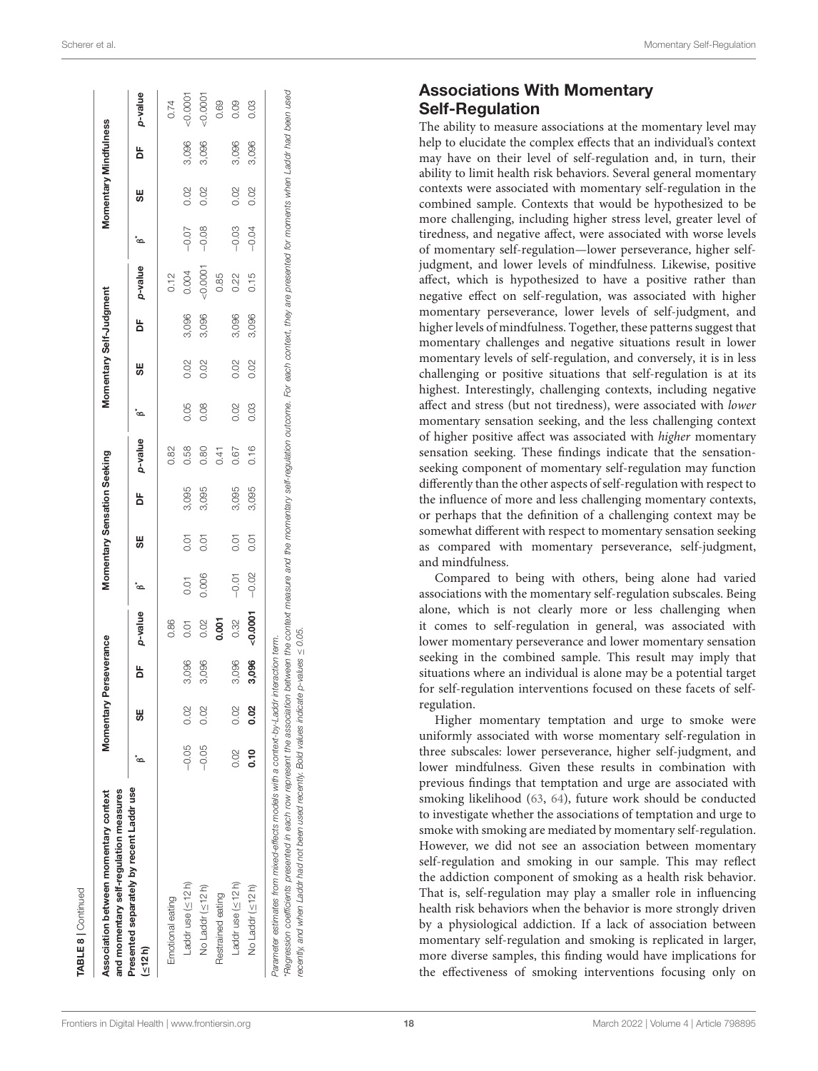**TABLE 8** | Continued

| Association between momentary context and momentary self-regulation measures | Momentary Perseverance | | | | Momentary Sensation Seeking | | | | Momentary Self-Judgment | | | | Momentary Mindfulness | | | |
|---|---|---|---|---|---|---|---|---|---|---|---|---|---|---|---|---|
| Presented separately by recent Laddr use (≤12 h) | β* | SE | DF | p-value | β* | SE | DF | p-value | β* | SE | DF | p-value | β* | SE | DF | p-value |
| Emotional eating | | | | 0.86 | | | | 0.82 | | | | 0.12 | | | | 0.74 |
| Laddr use (≤12 h) | −0.05 | 0.02 | 3,096 | 0.01 | 0.01 | 0.01 | 3,095 | 0.58 | 0.05 | 0.02 | 3,096 | 0.004 | −0.07 | 0.02 | 3,096 | <0.0001 |
| No Laddr (≤12 h) | −0.05 | 0.02 | 3,096 | 0.02 | 0.006 | 0.01 | 3,095 | 0.80 | 0.08 | 0.02 | 3,096 | <0.0001 | −0.08 | 0.02 | 3,096 | <0.0001 |
| Restrained eating | | | | **0.001** | | | | 0.41 | | | | 0.85 | | | | 0.69 |
| Laddr use (≤12 h) | 0.02 | 0.02 | 3,096 | 0.32 | −0.01 | 0.01 | 3,095 | 0.67 | 0.02 | 0.02 | 3,096 | 0.22 | −0.03 | 0.02 | 3,096 | 0.09 |
| No Laddr (≤12 h) | **0.10** | **0.02** | **3,096** | **<0.0001** | −0.02 | 0.01 | 3,095 | 0.16 | 0.03 | 0.02 | 3,096 | 0.15 | −0.04 | 0.02 | 3,096 | 0.03 |

*Parameter estimates from mixed-effects models with a context-by-Laddr interaction term.*

*\*Regression coefficients presented in each row represent the association between the context measure and the momentary self-regulation outcome. For each context, they are presented for moments when Laddr had been used recently, and when Laddr had not been used recently. Bold values indicate p-values ≤ 0.05.*

## Associations With Momentary Self-Regulation

The ability to measure associations at the momentary level may help to elucidate the complex effects that an individual's context may have on their level of self-regulation and, in turn, their ability to limit health risk behaviors. Several general momentary contexts were associated with momentary self-regulation in the combined sample. Contexts that would be hypothesized to be more challenging, including higher stress level, greater level of tiredness, and negative affect, were associated with worse levels of momentary self-regulation—lower perseverance, higher self-judgment, and lower levels of mindfulness. Likewise, positive affect, which is hypothesized to have a positive rather than negative effect on self-regulation, was associated with higher momentary perseverance, lower levels of self-judgment, and higher levels of mindfulness. Together, these patterns suggest that momentary challenges and negative situations result in lower momentary levels of self-regulation, and conversely, it is in less challenging or positive situations that self-regulation is at its highest. Interestingly, challenging contexts, including negative affect and stress (but not tiredness), were associated with *lower* momentary sensation seeking, and the less challenging context of higher positive affect was associated with *higher* momentary sensation seeking. These findings indicate that the sensation-seeking component of momentary self-regulation may function differently than the other aspects of self-regulation with respect to the influence of more and less challenging momentary contexts, or perhaps that the definition of a challenging context may be somewhat different with respect to momentary sensation seeking as compared with momentary perseverance, self-judgment, and mindfulness.

Compared to being with others, being alone had varied associations with the momentary self-regulation subscales. Being alone, which is not clearly more or less challenging when it comes to self-regulation in general, was associated with lower momentary perseverance and lower momentary sensation seeking in the combined sample. This result may imply that situations where an individual is alone may be a potential target for self-regulation interventions focused on these facets of self-regulation.

Higher momentary temptation and urge to smoke were uniformly associated with worse momentary self-regulation in three subscales: lower perseverance, higher self-judgment, and lower mindfulness. Given these results in combination with previous findings that temptation and urge are associated with smoking likelihood (63, 64), future work should be conducted to investigate whether the associations of temptation and urge to smoke with smoking are mediated by momentary self-regulation. However, we did not see an association between momentary self-regulation and smoking in our sample. This may reflect the addiction component of smoking as a health risk behavior. That is, self-regulation may play a smaller role in influencing health risk behaviors when the behavior is more strongly driven by a physiological addiction. If a lack of association between momentary self-regulation and smoking is replicated in larger, more diverse samples, this finding would have implications for the effectiveness of smoking interventions focusing only on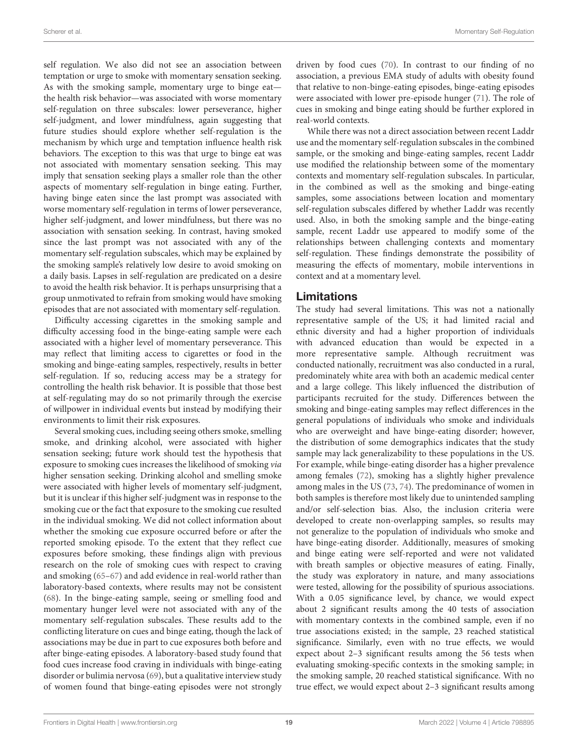self regulation. We also did not see an association between temptation or urge to smoke with momentary sensation seeking. As with the smoking sample, momentary urge to binge eat—the health risk behavior—was associated with worse momentary self-regulation on three subscales: lower perseverance, higher self-judgment, and lower mindfulness, again suggesting that future studies should explore whether self-regulation is the mechanism by which urge and temptation influence health risk behaviors. The exception to this was that urge to binge eat was not associated with momentary sensation seeking. This may imply that sensation seeking plays a smaller role than the other aspects of momentary self-regulation in binge eating. Further, having binge eaten since the last prompt was associated with worse momentary self-regulation in terms of lower perseverance, higher self-judgment, and lower mindfulness, but there was no association with sensation seeking. In contrast, having smoked since the last prompt was not associated with any of the momentary self-regulation subscales, which may be explained by the smoking sample's relatively low desire to avoid smoking on a daily basis. Lapses in self-regulation are predicated on a desire to avoid the health risk behavior. It is perhaps unsurprising that a group unmotivated to refrain from smoking would have smoking episodes that are not associated with momentary self-regulation.

Difficulty accessing cigarettes in the smoking sample and difficulty accessing food in the binge-eating sample were each associated with a higher level of momentary perseverance. This may reflect that limiting access to cigarettes or food in the smoking and binge-eating samples, respectively, results in better self-regulation. If so, reducing access may be a strategy for controlling the health risk behavior. It is possible that those best at self-regulating may do so not primarily through the exercise of willpower in individual events but instead by modifying their environments to limit their risk exposures.

Several smoking cues, including seeing others smoke, smelling smoke, and drinking alcohol, were associated with higher sensation seeking; future work should test the hypothesis that exposure to smoking cues increases the likelihood of smoking *via* higher sensation seeking. Drinking alcohol and smelling smoke were associated with higher levels of momentary self-judgment, but it is unclear if this higher self-judgment was in response to the smoking cue or the fact that exposure to the smoking cue resulted in the individual smoking. We did not collect information about whether the smoking cue exposure occurred before or after the reported smoking episode. To the extent that they reflect cue exposures before smoking, these findings align with previous research on the role of smoking cues with respect to craving and smoking (65–67) and add evidence in real-world rather than laboratory-based contexts, where results may not be consistent (68). In the binge-eating sample, seeing or smelling food and momentary hunger level were not associated with any of the momentary self-regulation subscales. These results add to the conflicting literature on cues and binge eating, though the lack of associations may be due in part to cue exposures both before and after binge-eating episodes. A laboratory-based study found that food cues increase food craving in individuals with binge-eating disorder or bulimia nervosa (69), but a qualitative interview study of women found that binge-eating episodes were not strongly driven by food cues (70). In contrast to our finding of no association, a previous EMA study of adults with obesity found that relative to non-binge-eating episodes, binge-eating episodes were associated with lower pre-episode hunger (71). The role of cues in smoking and binge eating should be further explored in real-world contexts.

While there was not a direct association between recent Laddr use and the momentary self-regulation subscales in the combined sample, or the smoking and binge-eating samples, recent Laddr use modified the relationship between some of the momentary contexts and momentary self-regulation subscales. In particular, in the combined as well as the smoking and binge-eating samples, some associations between location and momentary self-regulation subscales differed by whether Laddr was recently used. Also, in both the smoking sample and the binge-eating sample, recent Laddr use appeared to modify some of the relationships between challenging contexts and momentary self-regulation. These findings demonstrate the possibility of measuring the effects of momentary, mobile interventions in context and at a momentary level.

## Limitations

The study had several limitations. This was not a nationally representative sample of the US; it had limited racial and ethnic diversity and had a higher proportion of individuals with advanced education than would be expected in a more representative sample. Although recruitment was conducted nationally, recruitment was also conducted in a rural, predominately white area with both an academic medical center and a large college. This likely influenced the distribution of participants recruited for the study. Differences between the smoking and binge-eating samples may reflect differences in the general populations of individuals who smoke and individuals who are overweight and have binge-eating disorder; however, the distribution of some demographics indicates that the study sample may lack generalizability to these populations in the US. For example, while binge-eating disorder has a higher prevalence among females (72), smoking has a slightly higher prevalence among males in the US (73, 74). The predominance of women in both samples is therefore most likely due to unintended sampling and/or self-selection bias. Also, the inclusion criteria were developed to create non-overlapping samples, so results may not generalize to the population of individuals who smoke and have binge-eating disorder. Additionally, measures of smoking and binge eating were self-reported and were not validated with breath samples or objective measures of eating. Finally, the study was exploratory in nature, and many associations were tested, allowing for the possibility of spurious associations. With a 0.05 significance level, by chance, we would expect about 2 significant results among the 40 tests of association with momentary contexts in the combined sample, even if no true associations existed; in the sample, 23 reached statistical significance. Similarly, even with no true effects, we would expect about 2–3 significant results among the 56 tests when evaluating smoking-specific contexts in the smoking sample; in the smoking sample, 20 reached statistical significance. With no true effect, we would expect about 2–3 significant results among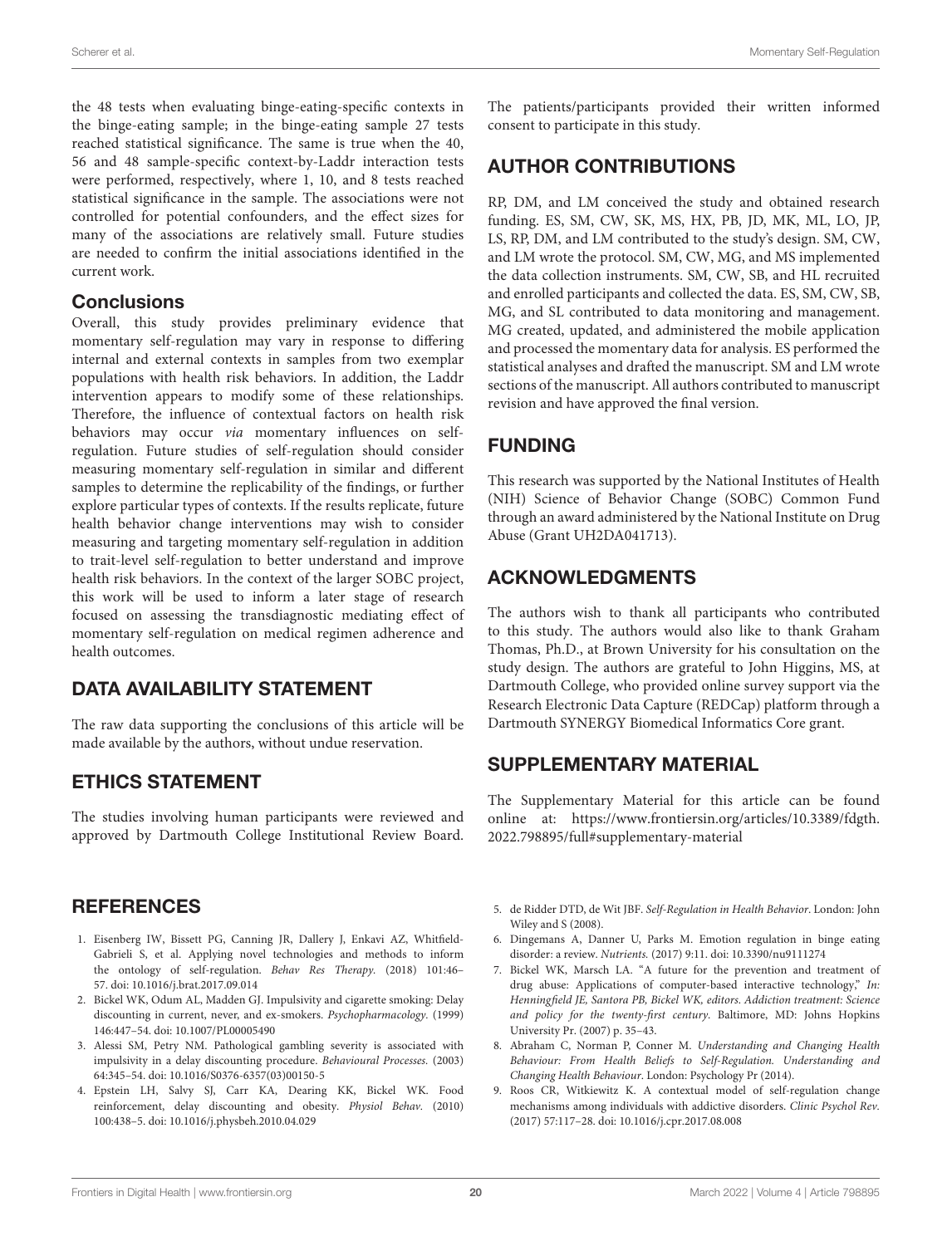the 48 tests when evaluating binge-eating-specific contexts in the binge-eating sample; in the binge-eating sample 27 tests reached statistical significance. The same is true when the 40, 56 and 48 sample-specific context-by-Laddr interaction tests were performed, respectively, where 1, 10, and 8 tests reached statistical significance in the sample. The associations were not controlled for potential confounders, and the effect sizes for many of the associations are relatively small. Future studies are needed to confirm the initial associations identified in the current work.

### Conclusions

Overall, this study provides preliminary evidence that momentary self-regulation may vary in response to differing internal and external contexts in samples from two exemplar populations with health risk behaviors. In addition, the Laddr intervention appears to modify some of these relationships. Therefore, the influence of contextual factors on health risk behaviors may occur *via* momentary influences on self-regulation. Future studies of self-regulation should consider measuring momentary self-regulation in similar and different samples to determine the replicability of the findings, or further explore particular types of contexts. If the results replicate, future health behavior change interventions may wish to consider measuring and targeting momentary self-regulation in addition to trait-level self-regulation to better understand and improve health risk behaviors. In the context of the larger SOBC project, this work will be used to inform a later stage of research focused on assessing the transdiagnostic mediating effect of momentary self-regulation on medical regimen adherence and health outcomes.

## DATA AVAILABILITY STATEMENT

The raw data supporting the conclusions of this article will be made available by the authors, without undue reservation.

## ETHICS STATEMENT

The studies involving human participants were reviewed and approved by Dartmouth College Institutional Review Board. The patients/participants provided their written informed consent to participate in this study.

## AUTHOR CONTRIBUTIONS

RP, DM, and LM conceived the study and obtained research funding. ES, SM, CW, SK, MS, HX, PB, JD, MK, ML, LO, JP, LS, RP, DM, and LM contributed to the study's design. SM, CW, and LM wrote the protocol. SM, CW, MG, and MS implemented the data collection instruments. SM, CW, SB, and HL recruited and enrolled participants and collected the data. ES, SM, CW, SB, MG, and SL contributed to data monitoring and management. MG created, updated, and administered the mobile application and processed the momentary data for analysis. ES performed the statistical analyses and drafted the manuscript. SM and LM wrote sections of the manuscript. All authors contributed to manuscript revision and have approved the final version.

## FUNDING

This research was supported by the National Institutes of Health (NIH) Science of Behavior Change (SOBC) Common Fund through an award administered by the National Institute on Drug Abuse (Grant UH2DA041713).

## ACKNOWLEDGMENTS

The authors wish to thank all participants who contributed to this study. The authors would also like to thank Graham Thomas, Ph.D., at Brown University for his consultation on the study design. The authors are grateful to John Higgins, MS, at Dartmouth College, who provided online survey support via the Research Electronic Data Capture (REDCap) platform through a Dartmouth SYNERGY Biomedical Informatics Core grant.

## SUPPLEMENTARY MATERIAL

The Supplementary Material for this article can be found online at: https://www.frontiersin.org/articles/10.3389/fdgth.2022.798895/full#supplementary-material

## REFERENCES

1. Eisenberg IW, Bissett PG, Canning JR, Dallery J, Enkavi AZ, Whitfield-Gabrieli S, et al. Applying novel technologies and methods to inform the ontology of self-regulation. *Behav Res Therapy.* (2018) 101:46–57. doi: 10.1016/j.brat.2017.09.014
2. Bickel WK, Odum AL, Madden GJ. Impulsivity and cigarette smoking: Delay discounting in current, never, and ex-smokers. *Psychopharmacology.* (1999) 146:447–54. doi: 10.1007/PL00005490
3. Alessi SM, Petry NM. Pathological gambling severity is associated with impulsivity in a delay discounting procedure. *Behavioural Processes.* (2003) 64:345–54. doi: 10.1016/S0376-6357(03)00150-5
4. Epstein LH, Salvy SJ, Carr KA, Dearing KK, Bickel WK. Food reinforcement, delay discounting and obesity. *Physiol Behav.* (2010) 100:438–5. doi: 10.1016/j.physbeh.2010.04.029
5. de Ridder DTD, de Wit JBF. *Self-Regulation in Health Behavior*. London: John Wiley and S (2008).
6. Dingemans A, Danner U, Parks M. Emotion regulation in binge eating disorder: a review. *Nutrients.* (2017) 9:11. doi: 10.3390/nu9111274
7. Bickel WK, Marsch LA. "A future for the prevention and treatment of drug abuse: Applications of computer-based interactive technology," *In: Henningfield JE, Santora PB, Bickel WK, editors. Addiction treatment: Science and policy for the twenty-first century*. Baltimore, MD: Johns Hopkins University Pr. (2007) p. 35–43.
8. Abraham C, Norman P, Conner M. *Understanding and Changing Health Behaviour: From Health Beliefs to Self-Regulation. Understanding and Changing Health Behaviour*. London: Psychology Pr (2014).
9. Roos CR, Witkiewitz K. A contextual model of self-regulation change mechanisms among individuals with addictive disorders. *Clinic Psychol Rev.* (2017) 57:117–28. doi: 10.1016/j.cpr.2017.08.008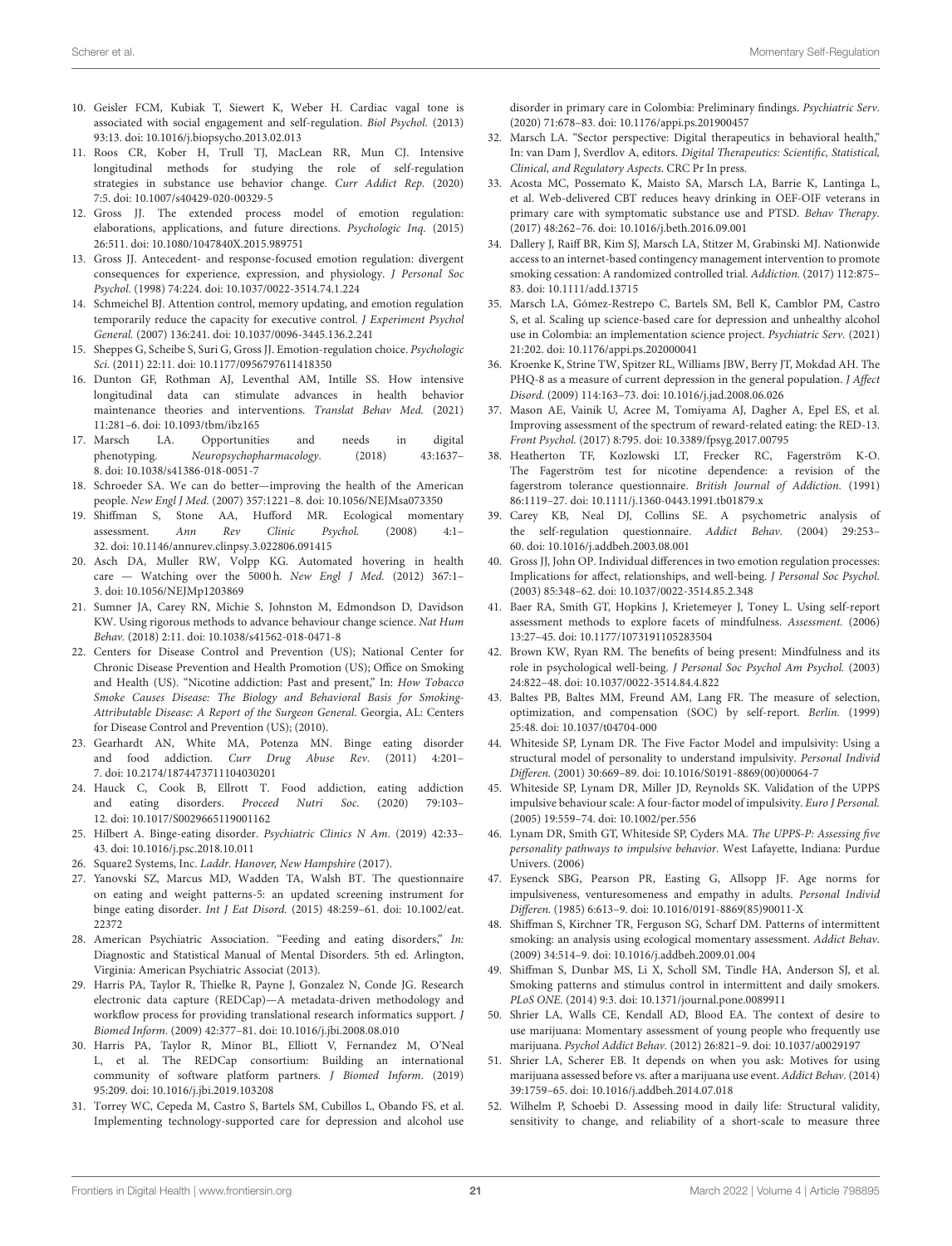10. Geisler FCM, Kubiak T, Siewert K, Weber H. Cardiac vagal tone is associated with social engagement and self-regulation. *Biol Psychol.* (2013) 93:13. doi: 10.1016/j.biopsycho.2013.02.013
11. Roos CR, Kober H, Trull TJ, MacLean RR, Mun CJ. Intensive longitudinal methods for studying the role of self-regulation strategies in substance use behavior change. *Curr Addict Rep.* (2020) 7:5. doi: 10.1007/s40429-020-00329-5
12. Gross JJ. The extended process model of emotion regulation: elaborations, applications, and future directions. *Psychologic Inq.* (2015) 26:511. doi: 10.1080/1047840X.2015.989751
13. Gross JJ. Antecedent- and response-focused emotion regulation: divergent consequences for experience, expression, and physiology. *J Personal Soc Psychol.* (1998) 74:224. doi: 10.1037/0022-3514.74.1.224
14. Schmeichel BJ. Attention control, memory updating, and emotion regulation temporarily reduce the capacity for executive control. *J Experiment Psychol General.* (2007) 136:241. doi: 10.1037/0096-3445.136.2.241
15. Sheppes G, Scheibe S, Suri G, Gross JJ. Emotion-regulation choice. *Psychologic Sci.* (2011) 22:11. doi: 10.1177/0956797611418350
16. Dunton GF, Rothman AJ, Leventhal AM, Intille SS. How intensive longitudinal data can stimulate advances in health behavior maintenance theories and interventions. *Translat Behav Med.* (2021) 11:281–6. doi: 10.1093/tbm/ibz165
17. Marsch LA. Opportunities and needs in digital phenotyping. *Neuropsychopharmacology*. (2018) 43:1637–8. doi: 10.1038/s41386-018-0051-7
18. Schroeder SA. We can do better—improving the health of the American people. *New Engl J Med.* (2007) 357:1221–8. doi: 10.1056/NEJMsa073350
19. Shiffman S, Stone AA, Hufford MR. Ecological momentary assessment. *Ann Rev Clinic Psychol.* (2008) 4:1–32. doi: 10.1146/annurev.clinpsy.3.022806.091415
20. Asch DA, Muller RW, Volpp KG. Automated hovering in health care — Watching over the 5000 h. *New Engl J Med.* (2012) 367:1–3. doi: 10.1056/NEJMp1203869
21. Sumner JA, Carey RN, Michie S, Johnston M, Edmondson D, Davidson KW. Using rigorous methods to advance behaviour change science. *Nat Hum Behav.* (2018) 2:11. doi: 10.1038/s41562-018-0471-8
22. Centers for Disease Control and Prevention (US); National Center for Chronic Disease Prevention and Health Promotion (US); Office on Smoking and Health (US). "Nicotine addiction: Past and present," In: *How Tobacco Smoke Causes Disease: The Biology and Behavioral Basis for Smoking-Attributable Disease: A Report of the Surgeon General*. Georgia, AL: Centers for Disease Control and Prevention (US); (2010).
23. Gearhardt AN, White MA, Potenza MN. Binge eating disorder and food addiction. *Curr Drug Abuse Rev.* (2011) 4:201–7. doi: 10.2174/1874473711104030201
24. Hauck C, Cook B, Ellrott T. Food addiction, eating addiction and eating disorders. *Proceed Nutri Soc.* (2020) 79:103–12. doi: 10.1017/S0029665119001162
25. Hilbert A. Binge-eating disorder. *Psychiatric Clinics N Am.* (2019) 42:33–43. doi: 10.1016/j.psc.2018.10.011
26. Square2 Systems, Inc. *Laddr. Hanover, New Hampshire* (2017).
27. Yanovski SZ, Marcus MD, Wadden TA, Walsh BT. The questionnaire on eating and weight patterns-5: an updated screening instrument for binge eating disorder. *Int J Eat Disord.* (2015) 48:259–61. doi: 10.1002/eat.22372
28. American Psychiatric Association. "Feeding and eating disorders," *In:* Diagnostic and Statistical Manual of Mental Disorders. 5th ed. Arlington, Virginia: American Psychiatric Associat (2013).
29. Harris PA, Taylor R, Thielke R, Payne J, Gonzalez N, Conde JG. Research electronic data capture (REDCap)—A metadata-driven methodology and workflow process for providing translational research informatics support. *J Biomed Inform.* (2009) 42:377–81. doi: 10.1016/j.jbi.2008.08.010
30. Harris PA, Taylor R, Minor BL, Elliott V, Fernandez M, O'Neal L, et al. The REDCap consortium: Building an international community of software platform partners. *J Biomed Inform.* (2019) 95:209. doi: 10.1016/j.jbi.2019.103208
31. Torrey WC, Cepeda M, Castro S, Bartels SM, Cubillos L, Obando FS, et al. Implementing technology-supported care for depression and alcohol use disorder in primary care in Colombia: Preliminary findings. *Psychiatric Serv.* (2020) 71:678–83. doi: 10.1176/appi.ps.201900457
32. Marsch LA. "Sector perspective: Digital therapeutics in behavioral health," In: van Dam J, Sverdlov A, editors. *Digital Therapeutics: Scientific, Statistical, Clinical, and Regulatory Aspects*. CRC Pr In press.
33. Acosta MC, Possemato K, Maisto SA, Marsch LA, Barrie K, Lantinga L, et al. Web-delivered CBT reduces heavy drinking in OEF-OIF veterans in primary care with symptomatic substance use and PTSD. *Behav Therapy.* (2017) 48:262–76. doi: 10.1016/j.beth.2016.09.001
34. Dallery J, Raiff BR, Kim SJ, Marsch LA, Stitzer M, Grabinski MJ. Nationwide access to an internet-based contingency management intervention to promote smoking cessation: A randomized controlled trial. *Addiction.* (2017) 112:875–83. doi: 10.1111/add.13715
35. Marsch LA, Gómez-Restrepo C, Bartels SM, Bell K, Camblor PM, Castro S, et al. Scaling up science-based care for depression and unhealthy alcohol use in Colombia: an implementation science project. *Psychiatric Serv.* (2021) 21:202. doi: 10.1176/appi.ps.202000041
36. Kroenke K, Strine TW, Spitzer RL, Williams JBW, Berry JT, Mokdad AH. The PHQ-8 as a measure of current depression in the general population. *J Affect Disord.* (2009) 114:163–73. doi: 10.1016/j.jad.2008.06.026
37. Mason AE, Vainik U, Acree M, Tomiyama AJ, Dagher A, Epel ES, et al. Improving assessment of the spectrum of reward-related eating: the RED-13. *Front Psychol.* (2017) 8:795. doi: 10.3389/fpsyg.2017.00795
38. Heatherton TF, Kozlowski LT, Frecker RC, Fagerström K-O. The Fagerström test for nicotine dependence: a revision of the fagerstrom tolerance questionnaire. *British Journal of Addiction.* (1991) 86:1119–27. doi: 10.1111/j.1360-0443.1991.tb01879.x
39. Carey KB, Neal DJ, Collins SE. A psychometric analysis of the self-regulation questionnaire. *Addict Behav.* (2004) 29:253–60. doi: 10.1016/j.addbeh.2003.08.001
40. Gross JJ, John OP. Individual differences in two emotion regulation processes: Implications for affect, relationships, and well-being. *J Personal Soc Psychol.* (2003) 85:348–62. doi: 10.1037/0022-3514.85.2.348
41. Baer RA, Smith GT, Hopkins J, Krietemeyer J, Toney L. Using self-report assessment methods to explore facets of mindfulness. *Assessment.* (2006) 13:27–45. doi: 10.1177/1073191105283504
42. Brown KW, Ryan RM. The benefits of being present: Mindfulness and its role in psychological well-being. *J Personal Soc Psychol Am Psychol.* (2003) 24:822–48. doi: 10.1037/0022-3514.84.4.822
43. Baltes PB, Baltes MM, Freund AM, Lang FR. The measure of selection, optimization, and compensation (SOC) by self-report. *Berlin.* (1999) 25:48. doi: 10.1037/t04704-000
44. Whiteside SP, Lynam DR. The Five Factor Model and impulsivity: Using a structural model of personality to understand impulsivity. *Personal Individ Differen.* (2001) 30:669–89. doi: 10.1016/S0191-8869(00)00064-7
45. Whiteside SP, Lynam DR, Miller JD, Reynolds SK. Validation of the UPPS impulsive behaviour scale: A four-factor model of impulsivity. *Euro J Personal.* (2005) 19:559–74. doi: 10.1002/per.556
46. Lynam DR, Smith GT, Whiteside SP, Cyders MA. *The UPPS-P: Assessing five personality pathways to impulsive behavior*. West Lafayette, Indiana: Purdue Univers. (2006)
47. Eysenck SBG, Pearson PR, Easting G, Allsopp JF. Age norms for impulsiveness, venturesomeness and empathy in adults. *Personal Individ Differen.* (1985) 6:613–9. doi: 10.1016/0191-8869(85)90011-X
48. Shiffman S, Kirchner TR, Ferguson SG, Scharf DM. Patterns of intermittent smoking: an analysis using ecological momentary assessment. *Addict Behav.* (2009) 34:514–9. doi: 10.1016/j.addbeh.2009.01.004
49. Shiffman S, Dunbar MS, Li X, Scholl SM, Tindle HA, Anderson SJ, et al. Smoking patterns and stimulus control in intermittent and daily smokers. *PLoS ONE.* (2014) 9:3. doi: 10.1371/journal.pone.0089911
50. Shrier LA, Walls CE, Kendall AD, Blood EA. The context of desire to use marijuana: Momentary assessment of young people who frequently use marijuana. *Psychol Addict Behav.* (2012) 26:821–9. doi: 10.1037/a0029197
51. Shrier LA, Scherer EB. It depends on when you ask: Motives for using marijuana assessed before vs. after a marijuana use event. *Addict Behav.* (2014) 39:1759–65. doi: 10.1016/j.addbeh.2014.07.018
52. Wilhelm P, Schoebi D. Assessing mood in daily life: Structural validity, sensitivity to change, and reliability of a short-scale to measure three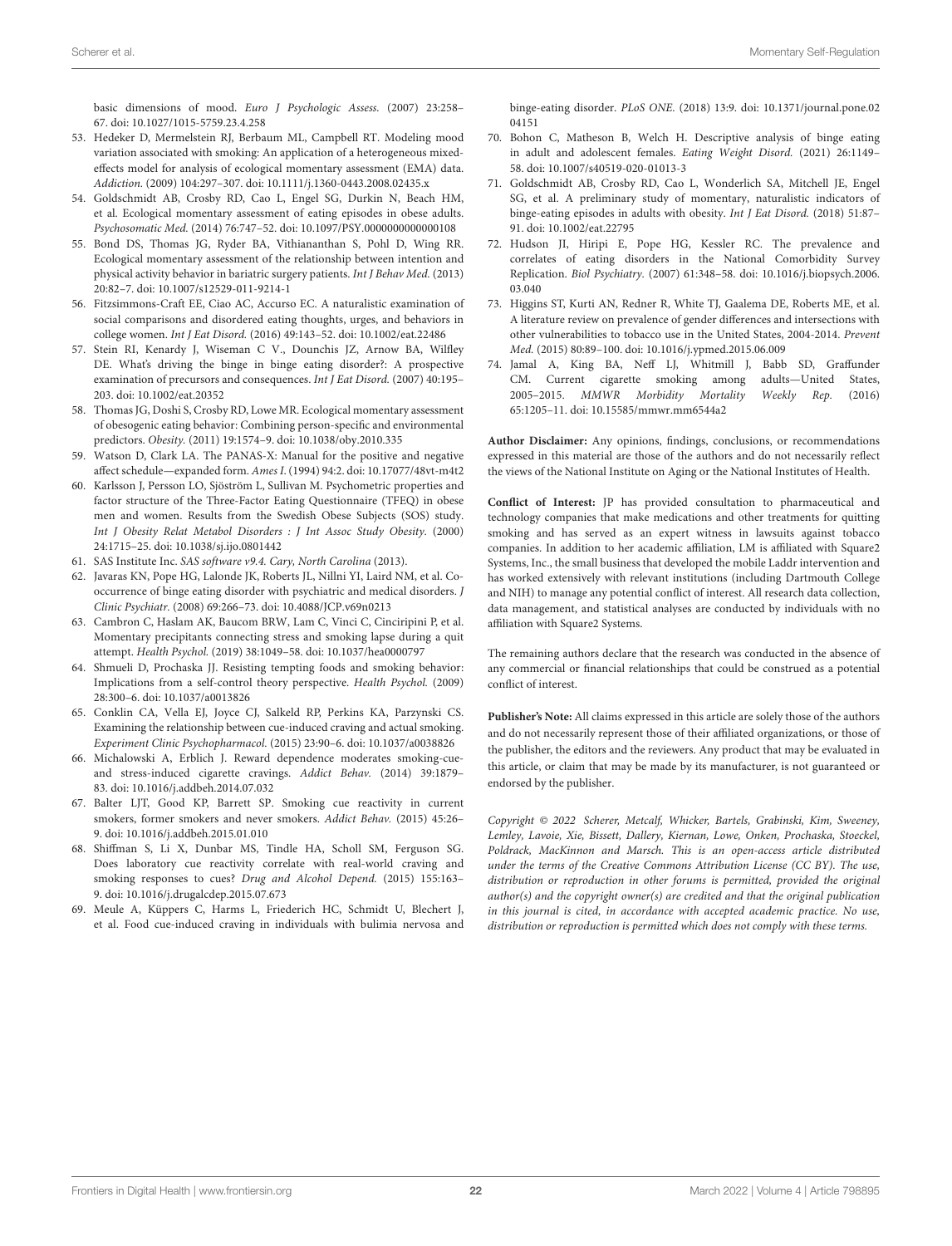basic dimensions of mood. *Euro J Psychologic Assess.* (2007) 23:258–67. doi: 10.1027/1015-5759.23.4.258

53. Hedeker D, Mermelstein RJ, Berbaum ML, Campbell RT. Modeling mood variation associated with smoking: An application of a heterogeneous mixed-effects model for analysis of ecological momentary assessment (EMA) data. *Addiction.* (2009) 104:297–307. doi: 10.1111/j.1360-0443.2008.02435.x
54. Goldschmidt AB, Crosby RD, Cao L, Engel SG, Durkin N, Beach HM, et al. Ecological momentary assessment of eating episodes in obese adults. *Psychosomatic Med.* (2014) 76:747–52. doi: 10.1097/PSY.0000000000000108
55. Bond DS, Thomas JG, Ryder BA, Vithiananthan S, Pohl D, Wing RR. Ecological momentary assessment of the relationship between intention and physical activity behavior in bariatric surgery patients. *Int J Behav Med.* (2013) 20:82–7. doi: 10.1007/s12529-011-9214-1
56. Fitzsimmons-Craft EE, Ciao AC, Accurso EC. A naturalistic examination of social comparisons and disordered eating thoughts, urges, and behaviors in college women. *Int J Eat Disord.* (2016) 49:143–52. doi: 10.1002/eat.22486
57. Stein RI, Kenardy J, Wiseman C V., Dounchis JZ, Arnow BA, Wilfley DE. What's driving the binge in binge eating disorder?: A prospective examination of precursors and consequences. *Int J Eat Disord.* (2007) 40:195–203. doi: 10.1002/eat.20352
58. Thomas JG, Doshi S, Crosby RD, Lowe MR. Ecological momentary assessment of obesogenic eating behavior: Combining person-specific and environmental predictors. *Obesity.* (2011) 19:1574–9. doi: 10.1038/oby.2010.335
59. Watson D, Clark LA. The PANAS-X: Manual for the positive and negative affect schedule—expanded form. *Ames I.* (1994) 94:2. doi: 10.17077/48vt-m4t2
60. Karlsson J, Persson LO, Sjöström L, Sullivan M. Psychometric properties and factor structure of the Three-Factor Eating Questionnaire (TFEQ) in obese men and women. Results from the Swedish Obese Subjects (SOS) study. *Int J Obesity Relat Metabol Disorders : J Int Assoc Study Obesity.* (2000) 24:1715–25. doi: 10.1038/sj.ijo.0801442
61. SAS Institute Inc. *SAS software v9.4. Cary, North Carolina* (2013).
62. Javaras KN, Pope HG, Lalonde JK, Roberts JL, Nillni YI, Laird NM, et al. Co-occurrence of binge eating disorder with psychiatric and medical disorders. *J Clinic Psychiatr.* (2008) 69:266–73. doi: 10.4088/JCP.v69n0213
63. Cambron C, Haslam AK, Baucom BRW, Lam C, Vinci C, Cinciripini P, et al. Momentary precipitants connecting stress and smoking lapse during a quit attempt. *Health Psychol.* (2019) 38:1049–58. doi: 10.1037/hea0000797
64. Shmueli D, Prochaska JJ. Resisting tempting foods and smoking behavior: Implications from a self-control theory perspective. *Health Psychol.* (2009) 28:300–6. doi: 10.1037/a0013826
65. Conklin CA, Vella EJ, Joyce CJ, Salkeld RP, Perkins KA, Parzynski CS. Examining the relationship between cue-induced craving and actual smoking. *Experiment Clinic Psychopharmacol.* (2015) 23:90–6. doi: 10.1037/a0038826
66. Michalowski A, Erblich J. Reward dependence moderates smoking-cue- and stress-induced cigarette cravings. *Addict Behav.* (2014) 39:1879–83. doi: 10.1016/j.addbeh.2014.07.032
67. Balter LJT, Good KP, Barrett SP. Smoking cue reactivity in current smokers, former smokers and never smokers. *Addict Behav.* (2015) 45:26–9. doi: 10.1016/j.addbeh.2015.01.010
68. Shiffman S, Li X, Dunbar MS, Tindle HA, Scholl SM, Ferguson SG. Does laboratory cue reactivity correlate with real-world craving and smoking responses to cues? *Drug and Alcohol Depend.* (2015) 155:163–9. doi: 10.1016/j.drugalcdep.2015.07.673
69. Meule A, Küppers C, Harms L, Friederich HC, Schmidt U, Blechert J, et al. Food cue-induced craving in individuals with bulimia nervosa and binge-eating disorder. *PLoS ONE.* (2018) 13:9. doi: 10.1371/journal.pone.0204151
70. Bohon C, Matheson B, Welch H. Descriptive analysis of binge eating in adult and adolescent females. *Eating Weight Disord.* (2021) 26:1149–58. doi: 10.1007/s40519-020-01013-3
71. Goldschmidt AB, Crosby RD, Cao L, Wonderlich SA, Mitchell JE, Engel SG, et al. A preliminary study of momentary, naturalistic indicators of binge-eating episodes in adults with obesity. *Int J Eat Disord.* (2018) 51:87–91. doi: 10.1002/eat.22795
72. Hudson JI, Hiripi E, Pope HG, Kessler RC. The prevalence and correlates of eating disorders in the National Comorbidity Survey Replication. *Biol Psychiatry.* (2007) 61:348–58. doi: 10.1016/j.biopsych.2006.03.040
73. Higgins ST, Kurti AN, Redner R, White TJ, Gaalema DE, Roberts ME, et al. A literature review on prevalence of gender differences and intersections with other vulnerabilities to tobacco use in the United States, 2004-2014. *Prevent Med.* (2015) 80:89–100. doi: 10.1016/j.ypmed.2015.06.009
74. Jamal A, King BA, Neff LJ, Whitmill J, Babb SD, Graffunder CM. Current cigarette smoking among adults—United States, 2005–2015. *MMWR Morbidity Mortality Weekly Rep.* (2016) 65:1205–11. doi: 10.15585/mmwr.mm6544a2

**Author Disclaimer:** Any opinions, findings, conclusions, or recommendations expressed in this material are those of the authors and do not necessarily reflect the views of the National Institute on Aging or the National Institutes of Health.

**Conflict of Interest:** JP has provided consultation to pharmaceutical and technology companies that make medications and other treatments for quitting smoking and has served as an expert witness in lawsuits against tobacco companies. In addition to her academic affiliation, LM is affiliated with Square2 Systems, Inc., the small business that developed the mobile Laddr intervention and has worked extensively with relevant institutions (including Dartmouth College and NIH) to manage any potential conflict of interest. All research data collection, data management, and statistical analyses are conducted by individuals with no affiliation with Square2 Systems.

The remaining authors declare that the research was conducted in the absence of any commercial or financial relationships that could be construed as a potential conflict of interest.

**Publisher's Note:** All claims expressed in this article are solely those of the authors and do not necessarily represent those of their affiliated organizations, or those of the publisher, the editors and the reviewers. Any product that may be evaluated in this article, or claim that may be made by its manufacturer, is not guaranteed or endorsed by the publisher.

*Copyright © 2022 Scherer, Metcalf, Whicker, Bartels, Grabinski, Kim, Sweeney, Lemley, Lavoie, Xie, Bissett, Dallery, Kiernan, Lowe, Onken, Prochaska, Stoeckel, Poldrack, MacKinnon and Marsch. This is an open-access article distributed under the terms of the Creative Commons Attribution License (CC BY). The use, distribution or reproduction in other forums is permitted, provided the original author(s) and the copyright owner(s) are credited and that the original publication in this journal is cited, in accordance with accepted academic practice. No use, distribution or reproduction is permitted which does not comply with these terms.*